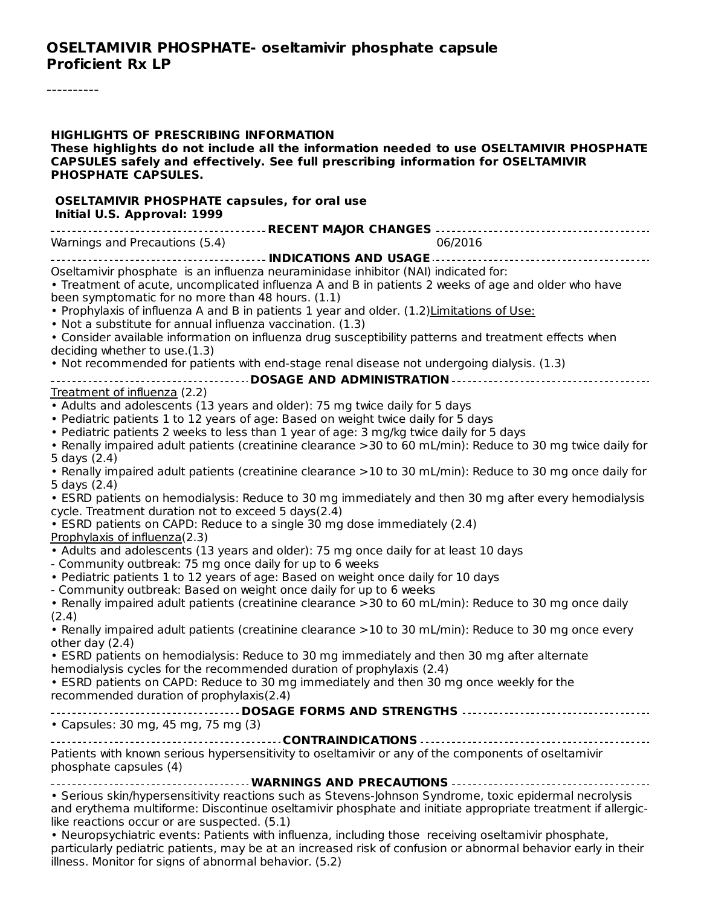# OSELTAMIVIR PHOSPHATE- oseltamivir phosphate capsule
**Proficient Rx LP**

----------

**HIGHLIGHTS OF PRESCRIBING INFORMATION**
**These highlights do not include all the information needed to use OSELTAMIVIR PHOSPHATE CAPSULES safely and effectively. See full prescribing information for OSELTAMIVIR PHOSPHATE CAPSULES.**

**OSELTAMIVIR PHOSPHATE capsules, for oral use**
**Initial U.S. Approval: 1999**

## RECENT MAJOR CHANGES

Warnings and Precautions (5.4) 06/2016

## INDICATIONS AND USAGE

Oseltamivir phosphate is an influenza neuraminidase inhibitor (NAI) indicated for:

- Treatment of acute, uncomplicated influenza A and B in patients 2 weeks of age and older who have been symptomatic for no more than 48 hours. (1.1)
- Prophylaxis of influenza A and B in patients 1 year and older. (1.2)

Limitations of Use:

- Not a substitute for annual influenza vaccination. (1.3)
- Consider available information on influenza drug susceptibility patterns and treatment effects when deciding whether to use.(1.3)
- Not recommended for patients with end-stage renal disease not undergoing dialysis. (1.3)

## DOSAGE AND ADMINISTRATION

Treatment of influenza (2.2)

- Adults and adolescents (13 years and older): 75 mg twice daily for 5 days
- Pediatric patients 1 to 12 years of age: Based on weight twice daily for 5 days
- Pediatric patients 2 weeks to less than 1 year of age: 3 mg/kg twice daily for 5 days
- Renally impaired adult patients (creatinine clearance >30 to 60 mL/min): Reduce to 30 mg twice daily for 5 days (2.4)
- Renally impaired adult patients (creatinine clearance >10 to 30 mL/min): Reduce to 30 mg once daily for 5 days (2.4)
- ESRD patients on hemodialysis: Reduce to 30 mg immediately and then 30 mg after every hemodialysis cycle. Treatment duration not to exceed 5 days(2.4)
- ESRD patients on CAPD: Reduce to a single 30 mg dose immediately (2.4)

Prophylaxis of influenza(2.3)

- Adults and adolescents (13 years and older): 75 mg once daily for at least 10 days
  - Community outbreak: 75 mg once daily for up to 6 weeks
- Pediatric patients 1 to 12 years of age: Based on weight once daily for 10 days
  - Community outbreak: Based on weight once daily for up to 6 weeks
- Renally impaired adult patients (creatinine clearance >30 to 60 mL/min): Reduce to 30 mg once daily (2.4)
- Renally impaired adult patients (creatinine clearance >10 to 30 mL/min): Reduce to 30 mg once every other day (2.4)
- ESRD patients on hemodialysis: Reduce to 30 mg immediately and then 30 mg after alternate hemodialysis cycles for the recommended duration of prophylaxis (2.4)
- ESRD patients on CAPD: Reduce to 30 mg immediately and then 30 mg once weekly for the recommended duration of prophylaxis(2.4)

## DOSAGE FORMS AND STRENGTHS

- Capsules: 30 mg, 45 mg, 75 mg (3)

## CONTRAINDICATIONS

Patients with known serious hypersensitivity to oseltamivir or any of the components of oseltamivir phosphate capsules (4)

## WARNINGS AND PRECAUTIONS

- Serious skin/hypersensitivity reactions such as Stevens-Johnson Syndrome, toxic epidermal necrolysis and erythema multiforme: Discontinue oseltamivir phosphate and initiate appropriate treatment if allergic-like reactions occur or are suspected. (5.1)
- Neuropsychiatric events: Patients with influenza, including those receiving oseltamivir phosphate, particularly pediatric patients, may be at an increased risk of confusion or abnormal behavior early in their illness. Monitor for signs of abnormal behavior. (5.2)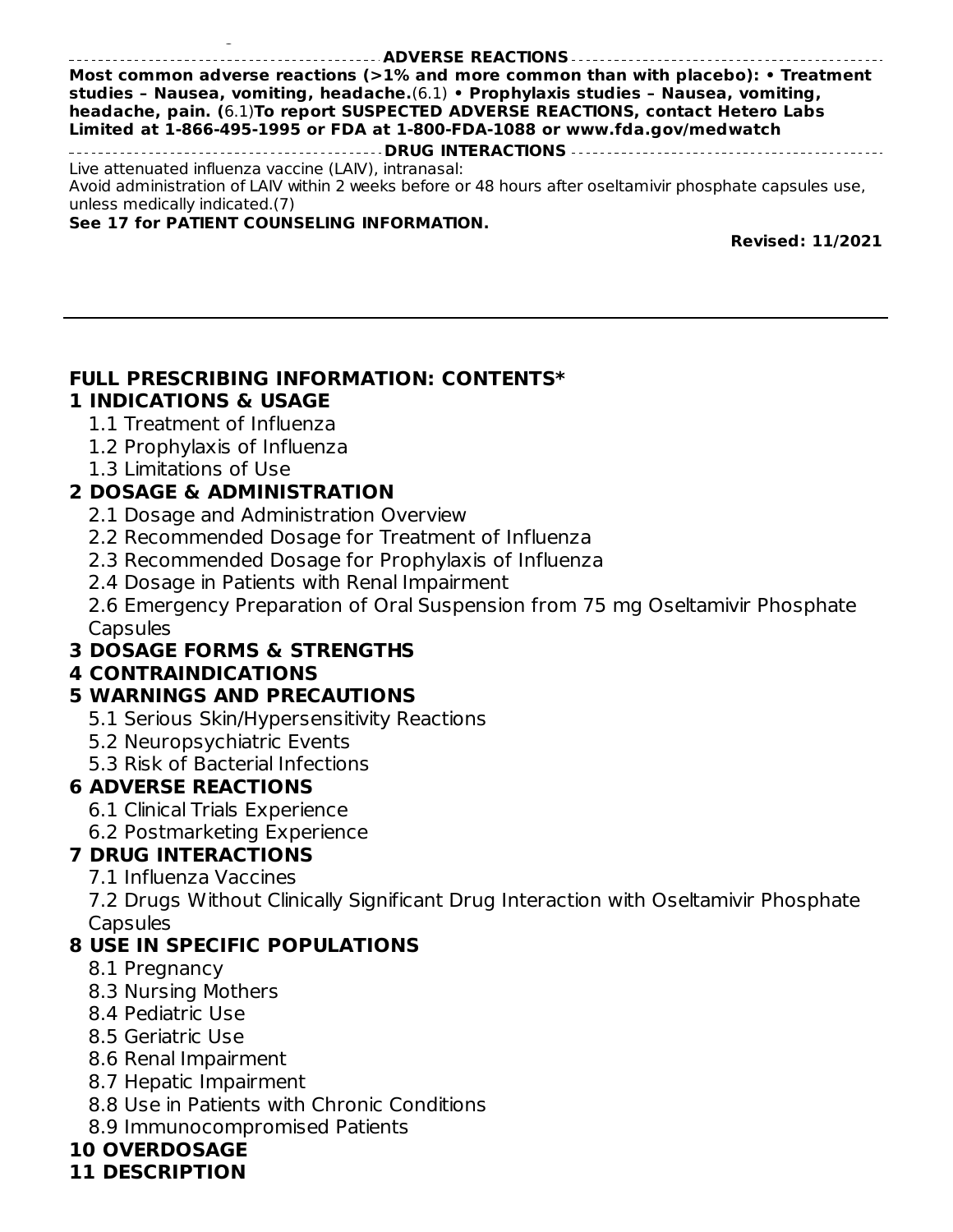## ADVERSE REACTIONS

**Most common adverse reactions (>1% and more common than with placebo): • Treatment studies – Nausea, vomiting, headache.**(6.1) **• Prophylaxis studies – Nausea, vomiting, headache, pain. (**6.1)**To report SUSPECTED ADVERSE REACTIONS, contact Hetero Labs Limited at 1-866-495-1995 or FDA at 1-800-FDA-1088 or www.fda.gov/medwatch**

## DRUG INTERACTIONS

Live attenuated influenza vaccine (LAIV), intranasal:
Avoid administration of LAIV within 2 weeks before or 48 hours after oseltamivir phosphate capsules use, unless medically indicated.(7)

**See 17 for PATIENT COUNSELING INFORMATION.**

**Revised: 11/2021**

---

## FULL PRESCRIBING INFORMATION: CONTENTS*

**1 INDICATIONS & USAGE**
- 1.1 Treatment of Influenza
- 1.2 Prophylaxis of Influenza
- 1.3 Limitations of Use

**2 DOSAGE & ADMINISTRATION**
- 2.1 Dosage and Administration Overview
- 2.2 Recommended Dosage for Treatment of Influenza
- 2.3 Recommended Dosage for Prophylaxis of Influenza
- 2.4 Dosage in Patients with Renal Impairment
- 2.6 Emergency Preparation of Oral Suspension from 75 mg Oseltamivir Phosphate Capsules

**3 DOSAGE FORMS & STRENGTHS**

**4 CONTRAINDICATIONS**

**5 WARNINGS AND PRECAUTIONS**
- 5.1 Serious Skin/Hypersensitivity Reactions
- 5.2 Neuropsychiatric Events
- 5.3 Risk of Bacterial Infections

**6 ADVERSE REACTIONS**
- 6.1 Clinical Trials Experience
- 6.2 Postmarketing Experience

**7 DRUG INTERACTIONS**
- 7.1 Influenza Vaccines
- 7.2 Drugs Without Clinically Significant Drug Interaction with Oseltamivir Phosphate Capsules

**8 USE IN SPECIFIC POPULATIONS**
- 8.1 Pregnancy
- 8.3 Nursing Mothers
- 8.4 Pediatric Use
- 8.5 Geriatric Use
- 8.6 Renal Impairment
- 8.7 Hepatic Impairment
- 8.8 Use in Patients with Chronic Conditions
- 8.9 Immunocompromised Patients

**10 OVERDOSAGE**

**11 DESCRIPTION**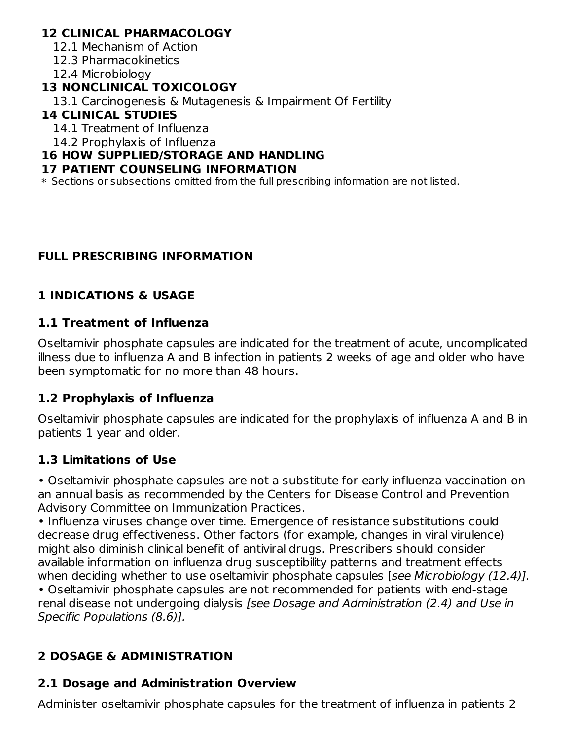**12 CLINICAL PHARMACOLOGY**

12.1 Mechanism of Action

12.3 Pharmacokinetics

12.4 Microbiology

**13 NONCLINICAL TOXICOLOGY**

13.1 Carcinogenesis & Mutagenesis & Impairment Of Fertility

**14 CLINICAL STUDIES**

14.1 Treatment of Influenza

14.2 Prophylaxis of Influenza

**16 HOW SUPPLIED/STORAGE AND HANDLING**

**17 PATIENT COUNSELING INFORMATION**

* Sections or subsections omitted from the full prescribing information are not listed.

---

## FULL PRESCRIBING INFORMATION

## 1 INDICATIONS & USAGE

### 1.1 Treatment of Influenza

Oseltamivir phosphate capsules are indicated for the treatment of acute, uncomplicated illness due to influenza A and B infection in patients 2 weeks of age and older who have been symptomatic for no more than 48 hours.

### 1.2 Prophylaxis of Influenza

Oseltamivir phosphate capsules are indicated for the prophylaxis of influenza A and B in patients 1 year and older.

### 1.3 Limitations of Use

- Oseltamivir phosphate capsules are not a substitute for early influenza vaccination on an annual basis as recommended by the Centers for Disease Control and Prevention Advisory Committee on Immunization Practices.
- Influenza viruses change over time. Emergence of resistance substitutions could decrease drug effectiveness. Other factors (for example, changes in viral virulence) might also diminish clinical benefit of antiviral drugs. Prescribers should consider available information on influenza drug susceptibility patterns and treatment effects when deciding whether to use oseltamivir phosphate capsules [*see Microbiology (12.4)]*.
- Oseltamivir phosphate capsules are not recommended for patients with end-stage renal disease not undergoing dialysis *[see Dosage and Administration (2.4) and Use in Specific Populations (8.6)]*.

## 2 DOSAGE & ADMINISTRATION

### 2.1 Dosage and Administration Overview

Administer oseltamivir phosphate capsules for the treatment of influenza in patients 2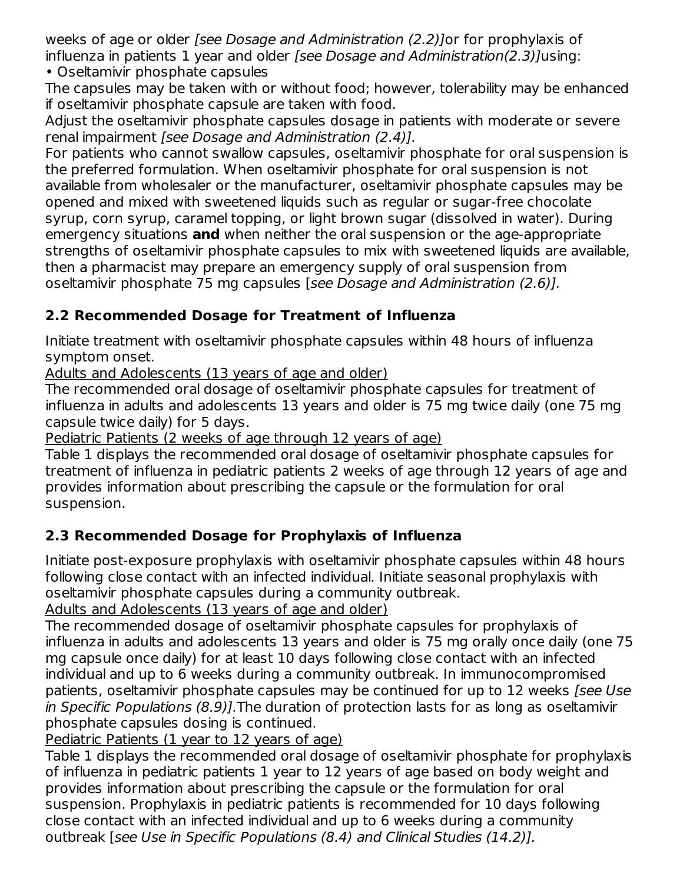weeks of age or older *[see Dosage and Administration (2.2)]*or for prophylaxis of influenza in patients 1 year and older *[see Dosage and Administration(2.3)]*using:

- Oseltamivir phosphate capsules

The capsules may be taken with or without food; however, tolerability may be enhanced if oseltamivir phosphate capsule are taken with food.

Adjust the oseltamivir phosphate capsules dosage in patients with moderate or severe renal impairment *[see Dosage and Administration (2.4)].*

For patients who cannot swallow capsules, oseltamivir phosphate for oral suspension is the preferred formulation. When oseltamivir phosphate for oral suspension is not available from wholesaler or the manufacturer, oseltamivir phosphate capsules may be opened and mixed with sweetened liquids such as regular or sugar-free chocolate syrup, corn syrup, caramel topping, or light brown sugar (dissolved in water). During emergency situations **and** when neither the oral suspension or the age-appropriate strengths of oseltamivir phosphate capsules to mix with sweetened liquids are available, then a pharmacist may prepare an emergency supply of oral suspension from oseltamivir phosphate 75 mg capsules [*see Dosage and Administration (2.6)].*

### 2.2 Recommended Dosage for Treatment of Influenza

Initiate treatment with oseltamivir phosphate capsules within 48 hours of influenza symptom onset.

Adults and Adolescents (13 years of age and older)

The recommended oral dosage of oseltamivir phosphate capsules for treatment of influenza in adults and adolescents 13 years and older is 75 mg twice daily (one 75 mg capsule twice daily) for 5 days.

Pediatric Patients (2 weeks of age through 12 years of age)

Table 1 displays the recommended oral dosage of oseltamivir phosphate capsules for treatment of influenza in pediatric patients 2 weeks of age through 12 years of age and provides information about prescribing the capsule or the formulation for oral suspension.

### 2.3 Recommended Dosage for Prophylaxis of Influenza

Initiate post-exposure prophylaxis with oseltamivir phosphate capsules within 48 hours following close contact with an infected individual. Initiate seasonal prophylaxis with oseltamivir phosphate capsules during a community outbreak.

Adults and Adolescents (13 years of age and older)

The recommended dosage of oseltamivir phosphate capsules for prophylaxis of influenza in adults and adolescents 13 years and older is 75 mg orally once daily (one 75 mg capsule once daily) for at least 10 days following close contact with an infected individual and up to 6 weeks during a community outbreak. In immunocompromised patients, oseltamivir phosphate capsules may be continued for up to 12 weeks *[see Use in Specific Populations (8.9)].*The duration of protection lasts for as long as oseltamivir phosphate capsules dosing is continued.

Pediatric Patients (1 year to 12 years of age)

Table 1 displays the recommended oral dosage of oseltamivir phosphate for prophylaxis of influenza in pediatric patients 1 year to 12 years of age based on body weight and provides information about prescribing the capsule or the formulation for oral suspension. Prophylaxis in pediatric patients is recommended for 10 days following close contact with an infected individual and up to 6 weeks during a community outbreak [*see Use in Specific Populations (8.4) and Clinical Studies (14.2)].*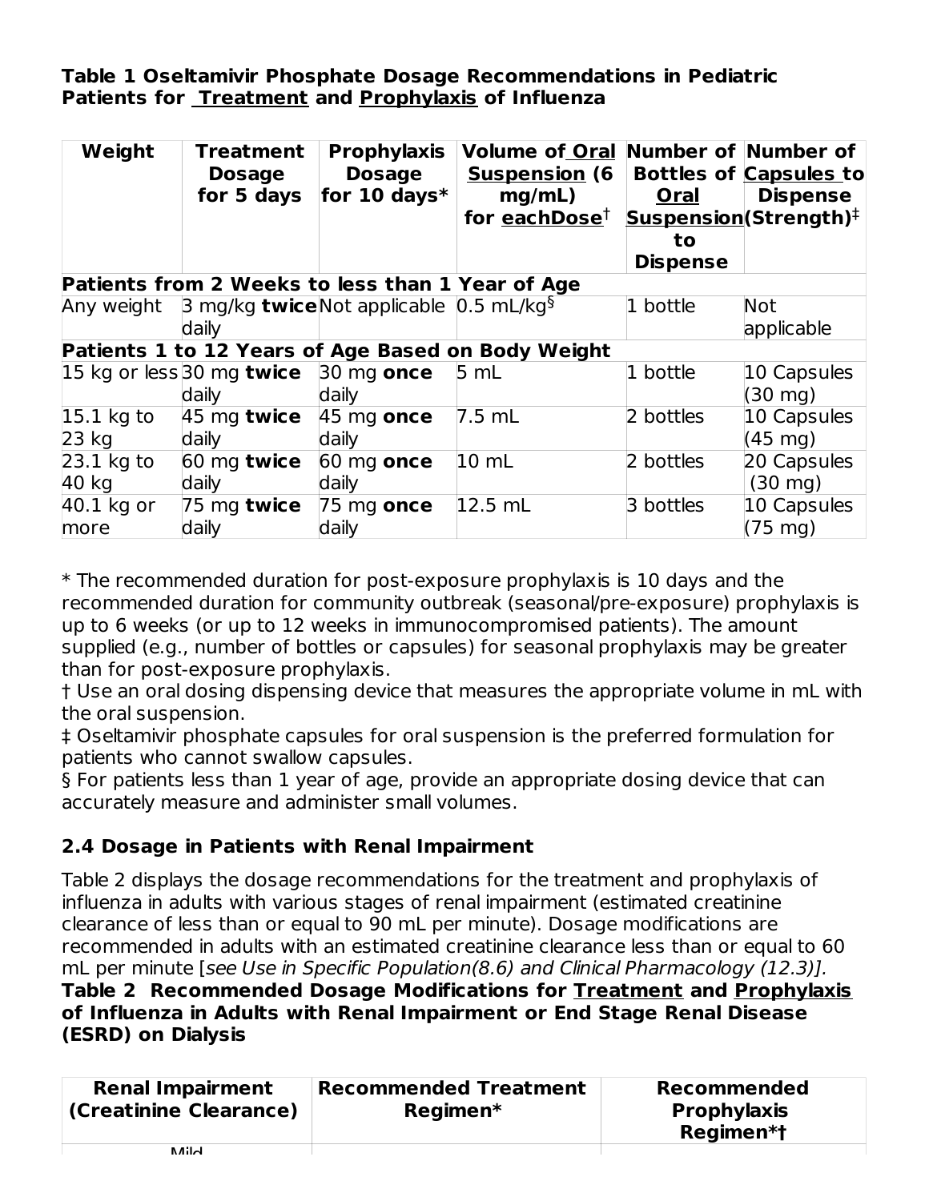**Table 1 Oseltamivir Phosphate Dosage Recommendations in Pediatric Patients for Treatment and Prophylaxis of Influenza**

| Weight | Treatment Dosage for 5 days | Prophylaxis Dosage for 10 days* | Volume of Oral Suspension (6 mg/mL) for each Dose† | Number of Bottles of Oral Suspension to Dispense | Number of Capsules to Dispense (Strength)‡ |
|---|---|---|---|---|---|
| **Patients from 2 Weeks to less than 1 Year of Age** | | | | | |
| Any weight | 3 mg/kg **twice** daily | Not applicable | 0.5 mL/kg§ | 1 bottle | Not applicable |
| **Patients 1 to 12 Years of Age Based on Body Weight** | | | | | |
| 15 kg or less | 30 mg **twice** daily | 30 mg **once** daily | 5 mL | 1 bottle | 10 Capsules (30 mg) |
| 15.1 kg to 23 kg | 45 mg **twice** daily | 45 mg **once** daily | 7.5 mL | 2 bottles | 10 Capsules (45 mg) |
| 23.1 kg to 40 kg | 60 mg **twice** daily | 60 mg **once** daily | 10 mL | 2 bottles | 20 Capsules (30 mg) |
| 40.1 kg or more | 75 mg **twice** daily | 75 mg **once** daily | 12.5 mL | 3 bottles | 10 Capsules (75 mg) |

* The recommended duration for post-exposure prophylaxis is 10 days and the recommended duration for community outbreak (seasonal/pre-exposure) prophylaxis is up to 6 weeks (or up to 12 weeks in immunocompromised patients). The amount supplied (e.g., number of bottles or capsules) for seasonal prophylaxis may be greater than for post-exposure prophylaxis.

† Use an oral dosing dispensing device that measures the appropriate volume in mL with the oral suspension.

‡ Oseltamivir phosphate capsules for oral suspension is the preferred formulation for patients who cannot swallow capsules.

§ For patients less than 1 year of age, provide an appropriate dosing device that can accurately measure and administer small volumes.

### 2.4 Dosage in Patients with Renal Impairment

Table 2 displays the dosage recommendations for the treatment and prophylaxis of influenza in adults with various stages of renal impairment (estimated creatinine clearance of less than or equal to 90 mL per minute). Dosage modifications are recommended in adults with an estimated creatinine clearance less than or equal to 60 mL per minute [*see Use in Specific Population(8.6) and Clinical Pharmacology (12.3)]*.

**Table 2 Recommended Dosage Modifications for Treatment and Prophylaxis of Influenza in Adults with Renal Impairment or End Stage Renal Disease (ESRD) on Dialysis**

| Renal Impairment (Creatinine Clearance) | Recommended Treatment Regimen* | Recommended Prophylaxis Regimen*† |
|---|---|---|
| Mild | | |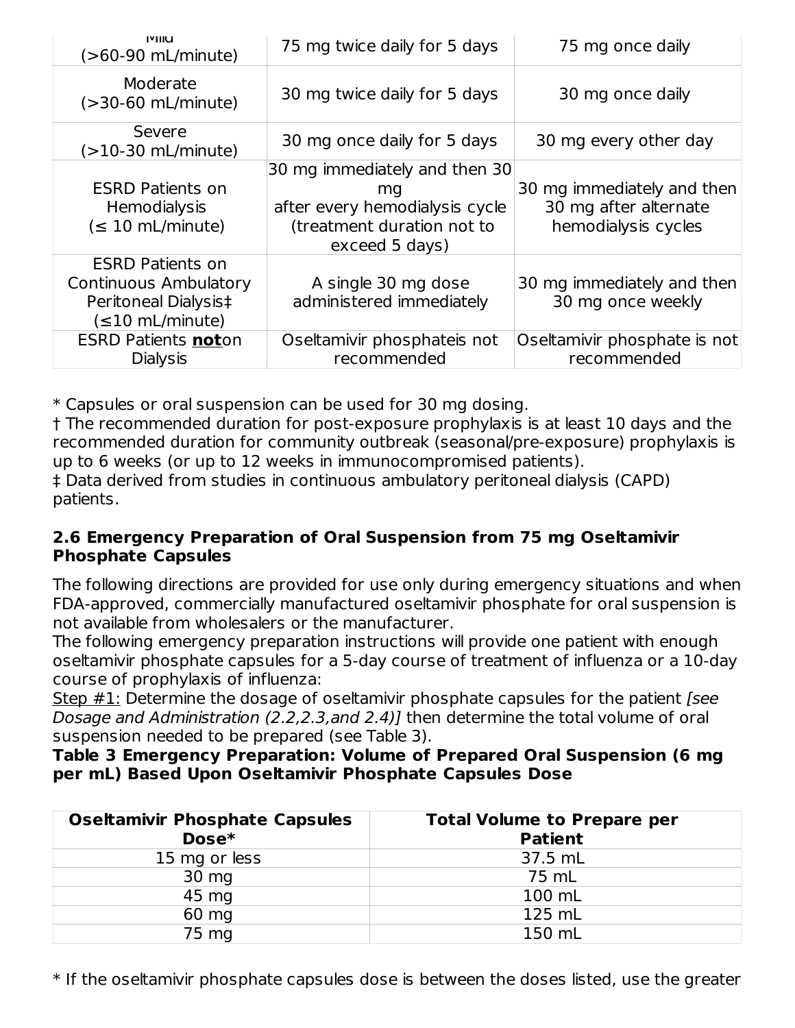| Mild (>60-90 mL/minute) | 75 mg twice daily for 5 days | 75 mg once daily |
| --- | --- | --- |
| Moderate (>30-60 mL/minute) | 30 mg twice daily for 5 days | 30 mg once daily |
| Severe (>10-30 mL/minute) | 30 mg once daily for 5 days | 30 mg every other day |
| ESRD Patients on Hemodialysis (≤ 10 mL/minute) | 30 mg immediately and then 30 mg after every hemodialysis cycle (treatment duration not to exceed 5 days) | 30 mg immediately and then 30 mg after alternate hemodialysis cycles |
| ESRD Patients on Continuous Ambulatory Peritoneal Dialysis‡ (≤10 mL/minute) | A single 30 mg dose administered immediately | 30 mg immediately and then 30 mg once weekly |
| ESRD Patients **not**on Dialysis | Oseltamivir phosphateis not recommended | Oseltamivir phosphate is not recommended |

* Capsules or oral suspension can be used for 30 mg dosing.
† The recommended duration for post-exposure prophylaxis is at least 10 days and the recommended duration for community outbreak (seasonal/pre-exposure) prophylaxis is up to 6 weeks (or up to 12 weeks in immunocompromised patients).
‡ Data derived from studies in continuous ambulatory peritoneal dialysis (CAPD) patients.

### 2.6 Emergency Preparation of Oral Suspension from 75 mg Oseltamivir Phosphate Capsules

The following directions are provided for use only during emergency situations and when FDA-approved, commercially manufactured oseltamivir phosphate for oral suspension is not available from wholesalers or the manufacturer.
The following emergency preparation instructions will provide one patient with enough oseltamivir phosphate capsules for a 5-day course of treatment of influenza or a 10-day course of prophylaxis of influenza:
Step #1: Determine the dosage of oseltamivir phosphate capsules for the patient *[see Dosage and Administration (2.2,2.3,and 2.4)]* then determine the total volume of oral suspension needed to be prepared (see Table 3).

**Table 3 Emergency Preparation: Volume of Prepared Oral Suspension (6 mg per mL) Based Upon Oseltamivir Phosphate Capsules Dose**

| Oseltamivir Phosphate Capsules Dose* | Total Volume to Prepare per Patient |
| --- | --- |
| 15 mg or less | 37.5 mL |
| 30 mg | 75 mL |
| 45 mg | 100 mL |
| 60 mg | 125 mL |
| 75 mg | 150 mL |

* If the oseltamivir phosphate capsules dose is between the doses listed, use the greater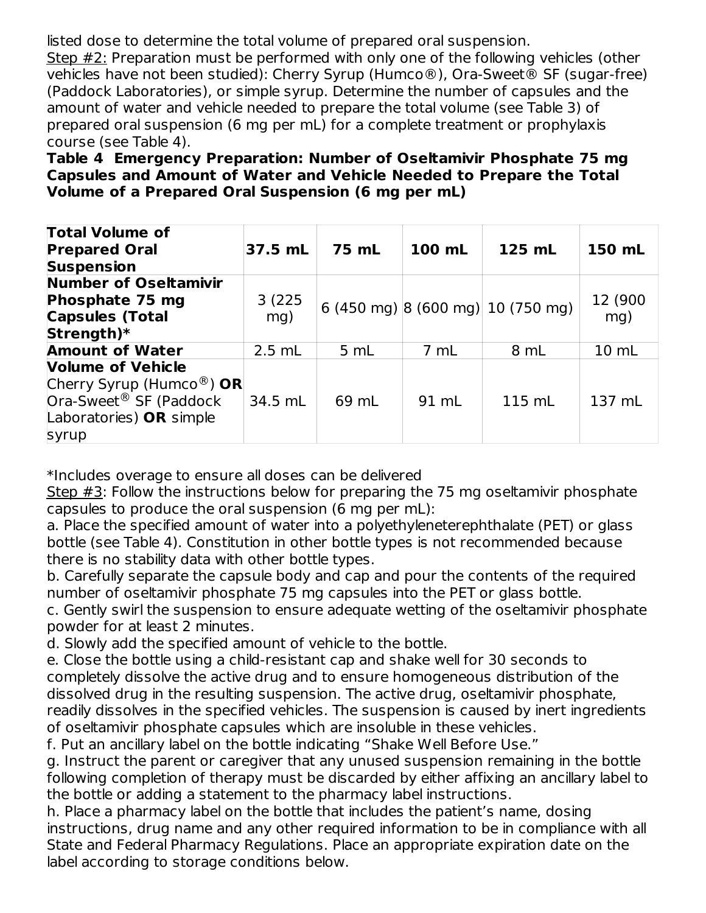listed dose to determine the total volume of prepared oral suspension.

Step #2: Preparation must be performed with only one of the following vehicles (other vehicles have not been studied): Cherry Syrup (Humco®), Ora-Sweet® SF (sugar-free) (Paddock Laboratories), or simple syrup. Determine the number of capsules and the amount of water and vehicle needed to prepare the total volume (see Table 3) of prepared oral suspension (6 mg per mL) for a complete treatment or prophylaxis course (see Table 4).

**Table 4 Emergency Preparation: Number of Oseltamivir Phosphate 75 mg Capsules and Amount of Water and Vehicle Needed to Prepare the Total Volume of a Prepared Oral Suspension (6 mg per mL)**

| **Total Volume of Prepared Oral Suspension** | **37.5 mL** | **75 mL** | **100 mL** | **125 mL** | **150 mL** |
|---|---|---|---|---|---|
| **Number of Oseltamivir Phosphate 75 mg Capsules (Total Strength)*** | 3 (225 mg) | 6 (450 mg) | 8 (600 mg) | 10 (750 mg) | 12 (900 mg) |
| **Amount of Water** | 2.5 mL | 5 mL | 7 mL | 8 mL | 10 mL |
| **Volume of Vehicle** Cherry Syrup (Humco®) **OR** Ora-Sweet® SF (Paddock Laboratories) **OR** simple syrup | 34.5 mL | 69 mL | 91 mL | 115 mL | 137 mL |

*Includes overage to ensure all doses can be delivered

Step #3: Follow the instructions below for preparing the 75 mg oseltamivir phosphate capsules to produce the oral suspension (6 mg per mL):

a. Place the specified amount of water into a polyethyleneterephthalate (PET) or glass bottle (see Table 4). Constitution in other bottle types is not recommended because there is no stability data with other bottle types.

b. Carefully separate the capsule body and cap and pour the contents of the required number of oseltamivir phosphate 75 mg capsules into the PET or glass bottle.

c. Gently swirl the suspension to ensure adequate wetting of the oseltamivir phosphate powder for at least 2 minutes.

d. Slowly add the specified amount of vehicle to the bottle.

e. Close the bottle using a child-resistant cap and shake well for 30 seconds to completely dissolve the active drug and to ensure homogeneous distribution of the dissolved drug in the resulting suspension. The active drug, oseltamivir phosphate, readily dissolves in the specified vehicles. The suspension is caused by inert ingredients of oseltamivir phosphate capsules which are insoluble in these vehicles.

f. Put an ancillary label on the bottle indicating "Shake Well Before Use."

g. Instruct the parent or caregiver that any unused suspension remaining in the bottle following completion of therapy must be discarded by either affixing an ancillary label to the bottle or adding a statement to the pharmacy label instructions.

h. Place a pharmacy label on the bottle that includes the patient's name, dosing instructions, drug name and any other required information to be in compliance with all State and Federal Pharmacy Regulations. Place an appropriate expiration date on the label according to storage conditions below.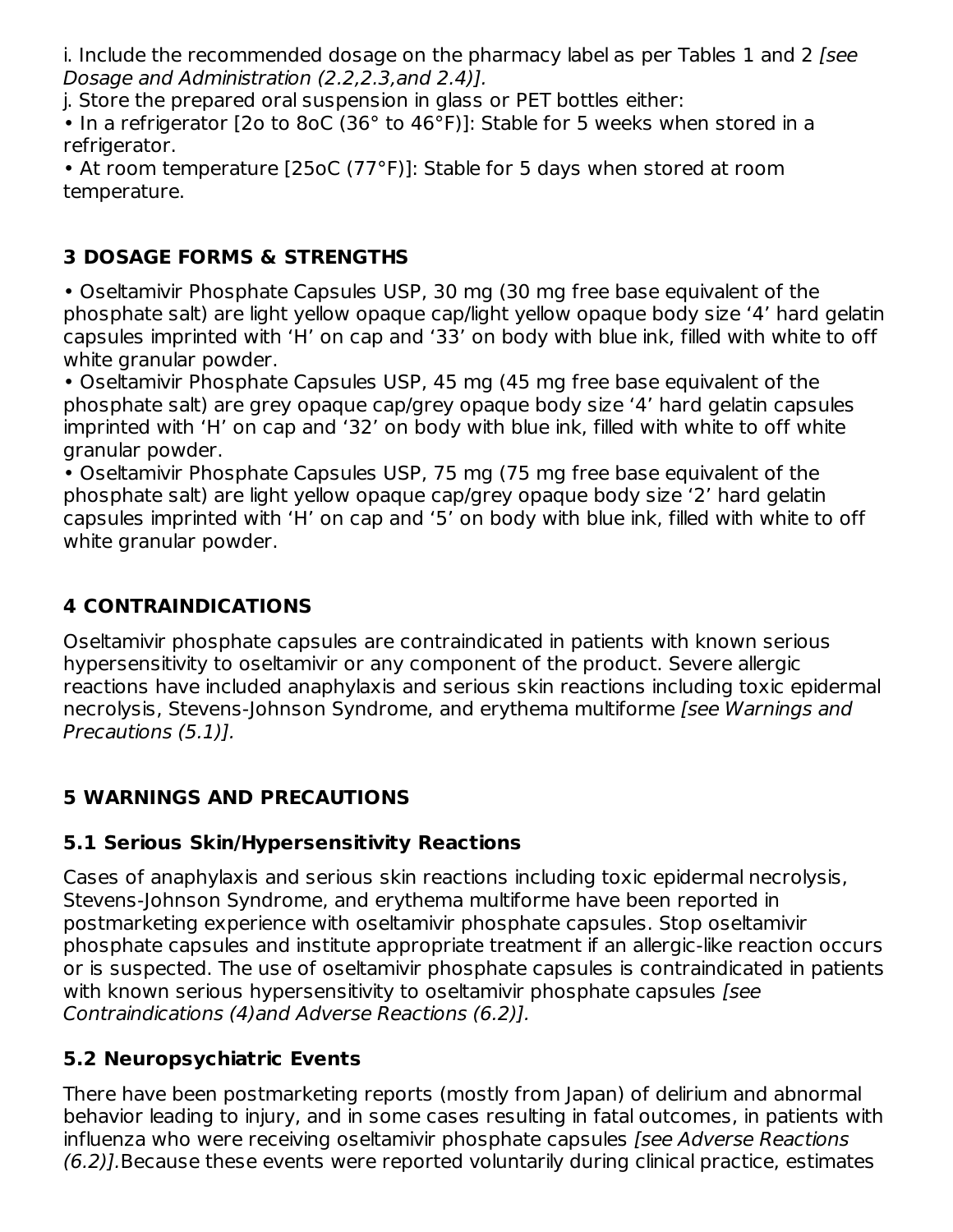i. Include the recommended dosage on the pharmacy label as per Tables 1 and 2 *[see Dosage and Administration (2.2,2.3,and 2.4)].*

j. Store the prepared oral suspension in glass or PET bottles either:

• In a refrigerator [2o to 8oC (36° to 46°F)]: Stable for 5 weeks when stored in a refrigerator.

• At room temperature [25oC (77°F)]: Stable for 5 days when stored at room temperature.

## 3 DOSAGE FORMS & STRENGTHS

• Oseltamivir Phosphate Capsules USP, 30 mg (30 mg free base equivalent of the phosphate salt) are light yellow opaque cap/light yellow opaque body size ‘4’ hard gelatin capsules imprinted with ‘H’ on cap and ‘33’ on body with blue ink, filled with white to off white granular powder.

• Oseltamivir Phosphate Capsules USP, 45 mg (45 mg free base equivalent of the phosphate salt) are grey opaque cap/grey opaque body size ‘4’ hard gelatin capsules imprinted with ‘H’ on cap and ‘32’ on body with blue ink, filled with white to off white granular powder.

• Oseltamivir Phosphate Capsules USP, 75 mg (75 mg free base equivalent of the phosphate salt) are light yellow opaque cap/grey opaque body size ‘2’ hard gelatin capsules imprinted with ‘H’ on cap and ‘5’ on body with blue ink, filled with white to off white granular powder.

## 4 CONTRAINDICATIONS

Oseltamivir phosphate capsules are contraindicated in patients with known serious hypersensitivity to oseltamivir or any component of the product. Severe allergic reactions have included anaphylaxis and serious skin reactions including toxic epidermal necrolysis, Stevens-Johnson Syndrome, and erythema multiforme *[see Warnings and Precautions (5.1)].*

## 5 WARNINGS AND PRECAUTIONS

### 5.1 Serious Skin/Hypersensitivity Reactions

Cases of anaphylaxis and serious skin reactions including toxic epidermal necrolysis, Stevens-Johnson Syndrome, and erythema multiforme have been reported in postmarketing experience with oseltamivir phosphate capsules. Stop oseltamivir phosphate capsules and institute appropriate treatment if an allergic-like reaction occurs or is suspected. The use of oseltamivir phosphate capsules is contraindicated in patients with known serious hypersensitivity to oseltamivir phosphate capsules *[see Contraindications (4)and Adverse Reactions (6.2)].*

### 5.2 Neuropsychiatric Events

There have been postmarketing reports (mostly from Japan) of delirium and abnormal behavior leading to injury, and in some cases resulting in fatal outcomes, in patients with influenza who were receiving oseltamivir phosphate capsules *[see Adverse Reactions (6.2)].*Because these events were reported voluntarily during clinical practice, estimates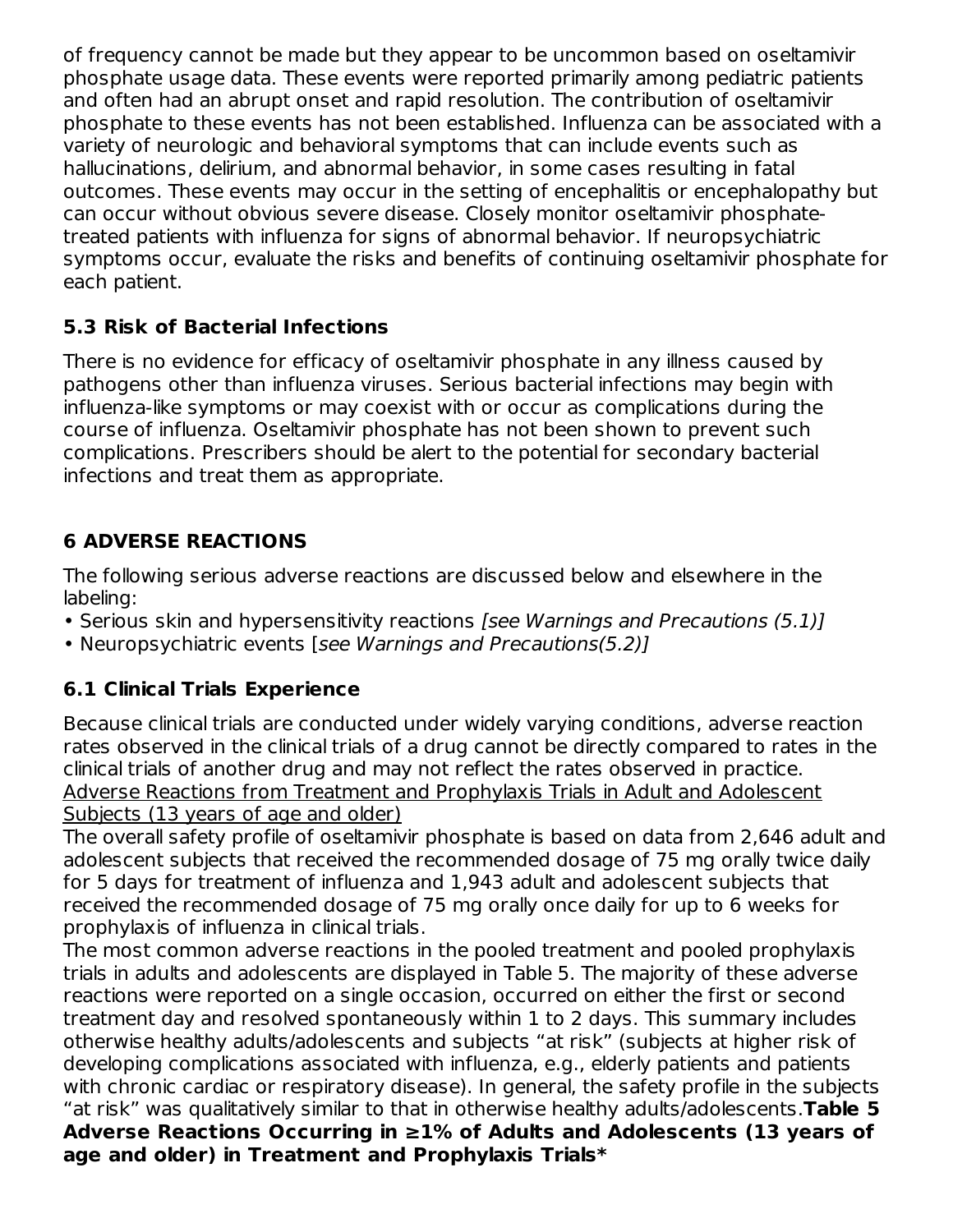of frequency cannot be made but they appear to be uncommon based on oseltamivir phosphate usage data. These events were reported primarily among pediatric patients and often had an abrupt onset and rapid resolution. The contribution of oseltamivir phosphate to these events has not been established. Influenza can be associated with a variety of neurologic and behavioral symptoms that can include events such as hallucinations, delirium, and abnormal behavior, in some cases resulting in fatal outcomes. These events may occur in the setting of encephalitis or encephalopathy but can occur without obvious severe disease. Closely monitor oseltamivir phosphate-treated patients with influenza for signs of abnormal behavior. If neuropsychiatric symptoms occur, evaluate the risks and benefits of continuing oseltamivir phosphate for each patient.

### 5.3 Risk of Bacterial Infections

There is no evidence for efficacy of oseltamivir phosphate in any illness caused by pathogens other than influenza viruses. Serious bacterial infections may begin with influenza-like symptoms or may coexist with or occur as complications during the course of influenza. Oseltamivir phosphate has not been shown to prevent such complications. Prescribers should be alert to the potential for secondary bacterial infections and treat them as appropriate.

## 6 ADVERSE REACTIONS

The following serious adverse reactions are discussed below and elsewhere in the labeling:

- Serious skin and hypersensitivity reactions *[see Warnings and Precautions (5.1)]*
- Neuropsychiatric events [*see Warnings and Precautions(5.2)]*

### 6.1 Clinical Trials Experience

Because clinical trials are conducted under widely varying conditions, adverse reaction rates observed in the clinical trials of a drug cannot be directly compared to rates in the clinical trials of another drug and may not reflect the rates observed in practice.

<u>Adverse Reactions from Treatment and Prophylaxis Trials in Adult and Adolescent Subjects (13 years of age and older)</u>

The overall safety profile of oseltamivir phosphate is based on data from 2,646 adult and adolescent subjects that received the recommended dosage of 75 mg orally twice daily for 5 days for treatment of influenza and 1,943 adult and adolescent subjects that received the recommended dosage of 75 mg orally once daily for up to 6 weeks for prophylaxis of influenza in clinical trials.

The most common adverse reactions in the pooled treatment and pooled prophylaxis trials in adults and adolescents are displayed in Table 5. The majority of these adverse reactions were reported on a single occasion, occurred on either the first or second treatment day and resolved spontaneously within 1 to 2 days. This summary includes otherwise healthy adults/adolescents and subjects "at risk" (subjects at higher risk of developing complications associated with influenza, e.g., elderly patients and patients with chronic cardiac or respiratory disease). In general, the safety profile in the subjects "at risk" was qualitatively similar to that in otherwise healthy adults/adolescents.

**Table 5 Adverse Reactions Occurring in ≥1% of Adults and Adolescents (13 years of age and older) in Treatment and Prophylaxis Trials***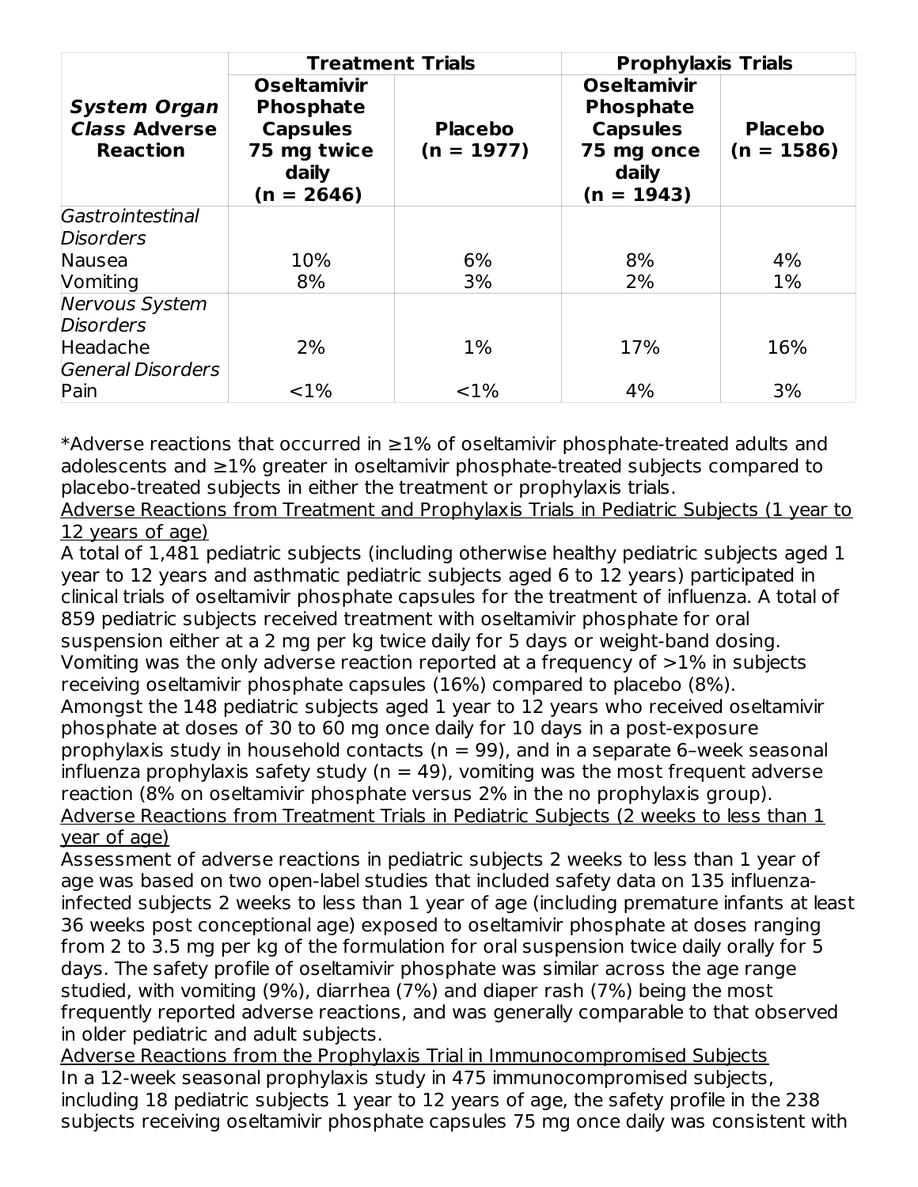| *System Organ Class* **Adverse Reaction** | **Treatment Trials** | | **Prophylaxis Trials** | |
|---|---|---|---|---|
| | **Oseltamivir Phosphate Capsules 75 mg twice daily (n = 2646)** | **Placebo (n = 1977)** | **Oseltamivir Phosphate Capsules 75 mg once daily (n = 1943)** | **Placebo (n = 1586)** |
| *Gastrointestinal Disorders* | | | | |
| Nausea | 10% | 6% | 8% | 4% |
| Vomiting | 8% | 3% | 2% | 1% |
| *Nervous System Disorders* | | | | |
| Headache | 2% | 1% | 17% | 16% |
| *General Disorders* | | | | |
| Pain | <1% | <1% | 4% | 3% |

*Adverse reactions that occurred in ≥1% of oseltamivir phosphate-treated adults and adolescents and ≥1% greater in oseltamivir phosphate-treated subjects compared to placebo-treated subjects in either the treatment or prophylaxis trials.

Adverse Reactions from Treatment and Prophylaxis Trials in Pediatric Subjects (1 year to 12 years of age)

A total of 1,481 pediatric subjects (including otherwise healthy pediatric subjects aged 1 year to 12 years and asthmatic pediatric subjects aged 6 to 12 years) participated in clinical trials of oseltamivir phosphate capsules for the treatment of influenza. A total of 859 pediatric subjects received treatment with oseltamivir phosphate for oral suspension either at a 2 mg per kg twice daily for 5 days or weight-band dosing. Vomiting was the only adverse reaction reported at a frequency of >1% in subjects receiving oseltamivir phosphate capsules (16%) compared to placebo (8%). Amongst the 148 pediatric subjects aged 1 year to 12 years who received oseltamivir phosphate at doses of 30 to 60 mg once daily for 10 days in a post-exposure prophylaxis study in household contacts (n = 99), and in a separate 6–week seasonal influenza prophylaxis safety study (n = 49), vomiting was the most frequent adverse reaction (8% on oseltamivir phosphate versus 2% in the no prophylaxis group).

Adverse Reactions from Treatment Trials in Pediatric Subjects (2 weeks to less than 1 year of age)

Assessment of adverse reactions in pediatric subjects 2 weeks to less than 1 year of age was based on two open-label studies that included safety data on 135 influenza-infected subjects 2 weeks to less than 1 year of age (including premature infants at least 36 weeks post conceptional age) exposed to oseltamivir phosphate at doses ranging from 2 to 3.5 mg per kg of the formulation for oral suspension twice daily orally for 5 days. The safety profile of oseltamivir phosphate was similar across the age range studied, with vomiting (9%), diarrhea (7%) and diaper rash (7%) being the most frequently reported adverse reactions, and was generally comparable to that observed in older pediatric and adult subjects.

Adverse Reactions from the Prophylaxis Trial in Immunocompromised Subjects

In a 12-week seasonal prophylaxis study in 475 immunocompromised subjects, including 18 pediatric subjects 1 year to 12 years of age, the safety profile in the 238 subjects receiving oseltamivir phosphate capsules 75 mg once daily was consistent with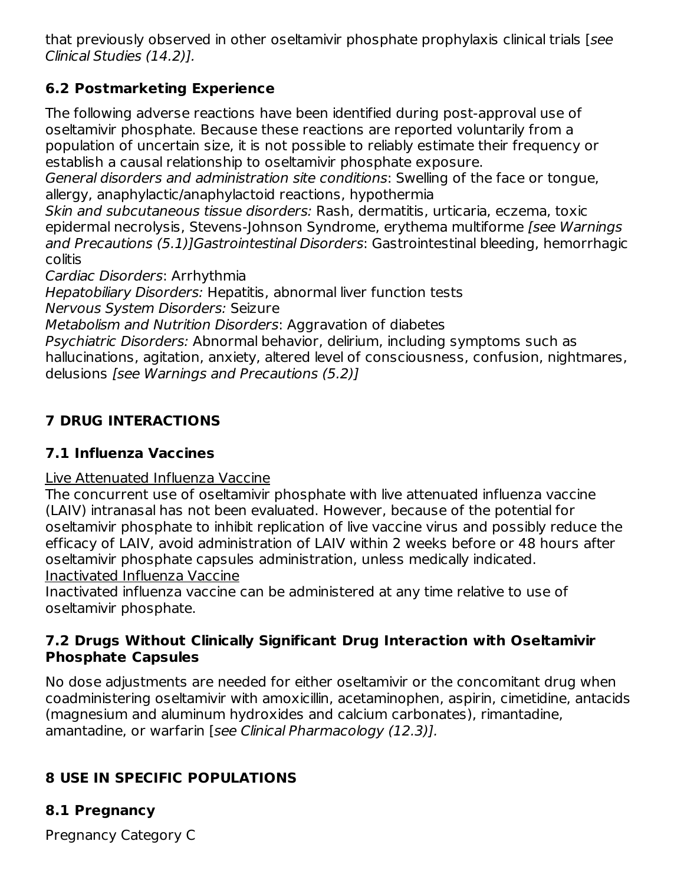that previously observed in other oseltamivir phosphate prophylaxis clinical trials [*see Clinical Studies (14.2)].*

## 6.2 Postmarketing Experience

The following adverse reactions have been identified during post-approval use of oseltamivir phosphate. Because these reactions are reported voluntarily from a population of uncertain size, it is not possible to reliably estimate their frequency or establish a causal relationship to oseltamivir phosphate exposure.

*General disorders and administration site conditions*: Swelling of the face or tongue, allergy, anaphylactic/anaphylactoid reactions, hypothermia

*Skin and subcutaneous tissue disorders:* Rash, dermatitis, urticaria, eczema, toxic epidermal necrolysis, Stevens-Johnson Syndrome, erythema multiforme *[see Warnings and Precautions (5.1)]Gastrointestinal Disorders*: Gastrointestinal bleeding, hemorrhagic colitis

*Cardiac Disorders*: Arrhythmia

*Hepatobiliary Disorders:* Hepatitis, abnormal liver function tests

*Nervous System Disorders:* Seizure

*Metabolism and Nutrition Disorders*: Aggravation of diabetes

*Psychiatric Disorders:* Abnormal behavior, delirium, including symptoms such as hallucinations, agitation, anxiety, altered level of consciousness, confusion, nightmares, delusions *[see Warnings and Precautions (5.2)]*

# 7 DRUG INTERACTIONS

## 7.1 Influenza Vaccines

Live Attenuated Influenza Vaccine

The concurrent use of oseltamivir phosphate with live attenuated influenza vaccine (LAIV) intranasal has not been evaluated. However, because of the potential for oseltamivir phosphate to inhibit replication of live vaccine virus and possibly reduce the efficacy of LAIV, avoid administration of LAIV within 2 weeks before or 48 hours after oseltamivir phosphate capsules administration, unless medically indicated.

Inactivated Influenza Vaccine

Inactivated influenza vaccine can be administered at any time relative to use of oseltamivir phosphate.

## 7.2 Drugs Without Clinically Significant Drug Interaction with Oseltamivir Phosphate Capsules

No dose adjustments are needed for either oseltamivir or the concomitant drug when coadministering oseltamivir with amoxicillin, acetaminophen, aspirin, cimetidine, antacids (magnesium and aluminum hydroxides and calcium carbonates), rimantadine, amantadine, or warfarin [*see Clinical Pharmacology (12.3)].*

# 8 USE IN SPECIFIC POPULATIONS

## 8.1 Pregnancy

Pregnancy Category C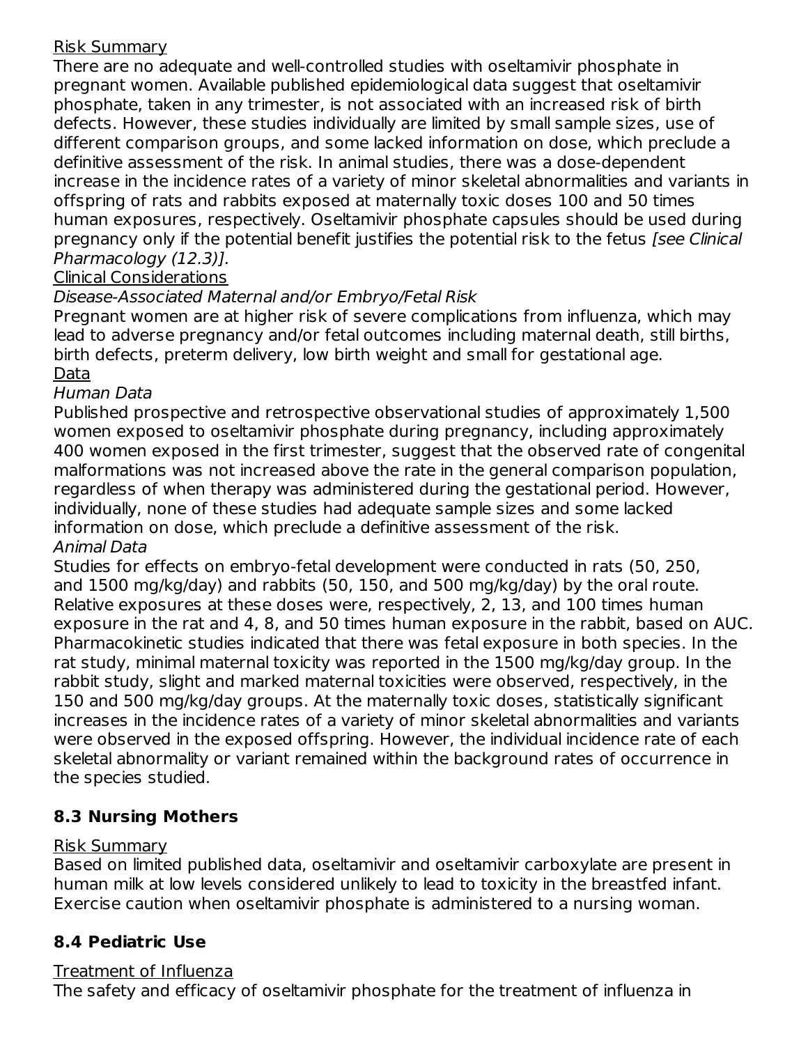Risk Summary

There are no adequate and well-controlled studies with oseltamivir phosphate in pregnant women. Available published epidemiological data suggest that oseltamivir phosphate, taken in any trimester, is not associated with an increased risk of birth defects. However, these studies individually are limited by small sample sizes, use of different comparison groups, and some lacked information on dose, which preclude a definitive assessment of the risk. In animal studies, there was a dose-dependent increase in the incidence rates of a variety of minor skeletal abnormalities and variants in offspring of rats and rabbits exposed at maternally toxic doses 100 and 50 times human exposures, respectively. Oseltamivir phosphate capsules should be used during pregnancy only if the potential benefit justifies the potential risk to the fetus *[see Clinical Pharmacology (12.3)].*

Clinical Considerations

*Disease-Associated Maternal and/or Embryo/Fetal Risk*

Pregnant women are at higher risk of severe complications from influenza, which may lead to adverse pregnancy and/or fetal outcomes including maternal death, still births, birth defects, preterm delivery, low birth weight and small for gestational age.

Data

*Human Data*

Published prospective and retrospective observational studies of approximately 1,500 women exposed to oseltamivir phosphate during pregnancy, including approximately 400 women exposed in the first trimester, suggest that the observed rate of congenital malformations was not increased above the rate in the general comparison population, regardless of when therapy was administered during the gestational period. However, individually, none of these studies had adequate sample sizes and some lacked information on dose, which preclude a definitive assessment of the risk.

*Animal Data*

Studies for effects on embryo-fetal development were conducted in rats (50, 250, and 1500 mg/kg/day) and rabbits (50, 150, and 500 mg/kg/day) by the oral route. Relative exposures at these doses were, respectively, 2, 13, and 100 times human exposure in the rat and 4, 8, and 50 times human exposure in the rabbit, based on AUC. Pharmacokinetic studies indicated that there was fetal exposure in both species. In the rat study, minimal maternal toxicity was reported in the 1500 mg/kg/day group. In the rabbit study, slight and marked maternal toxicities were observed, respectively, in the 150 and 500 mg/kg/day groups. At the maternally toxic doses, statistically significant increases in the incidence rates of a variety of minor skeletal abnormalities and variants were observed in the exposed offspring. However, the individual incidence rate of each skeletal abnormality or variant remained within the background rates of occurrence in the species studied.

## 8.3 Nursing Mothers

Risk Summary

Based on limited published data, oseltamivir and oseltamivir carboxylate are present in human milk at low levels considered unlikely to lead to toxicity in the breastfed infant. Exercise caution when oseltamivir phosphate is administered to a nursing woman.

## 8.4 Pediatric Use

Treatment of Influenza

The safety and efficacy of oseltamivir phosphate for the treatment of influenza in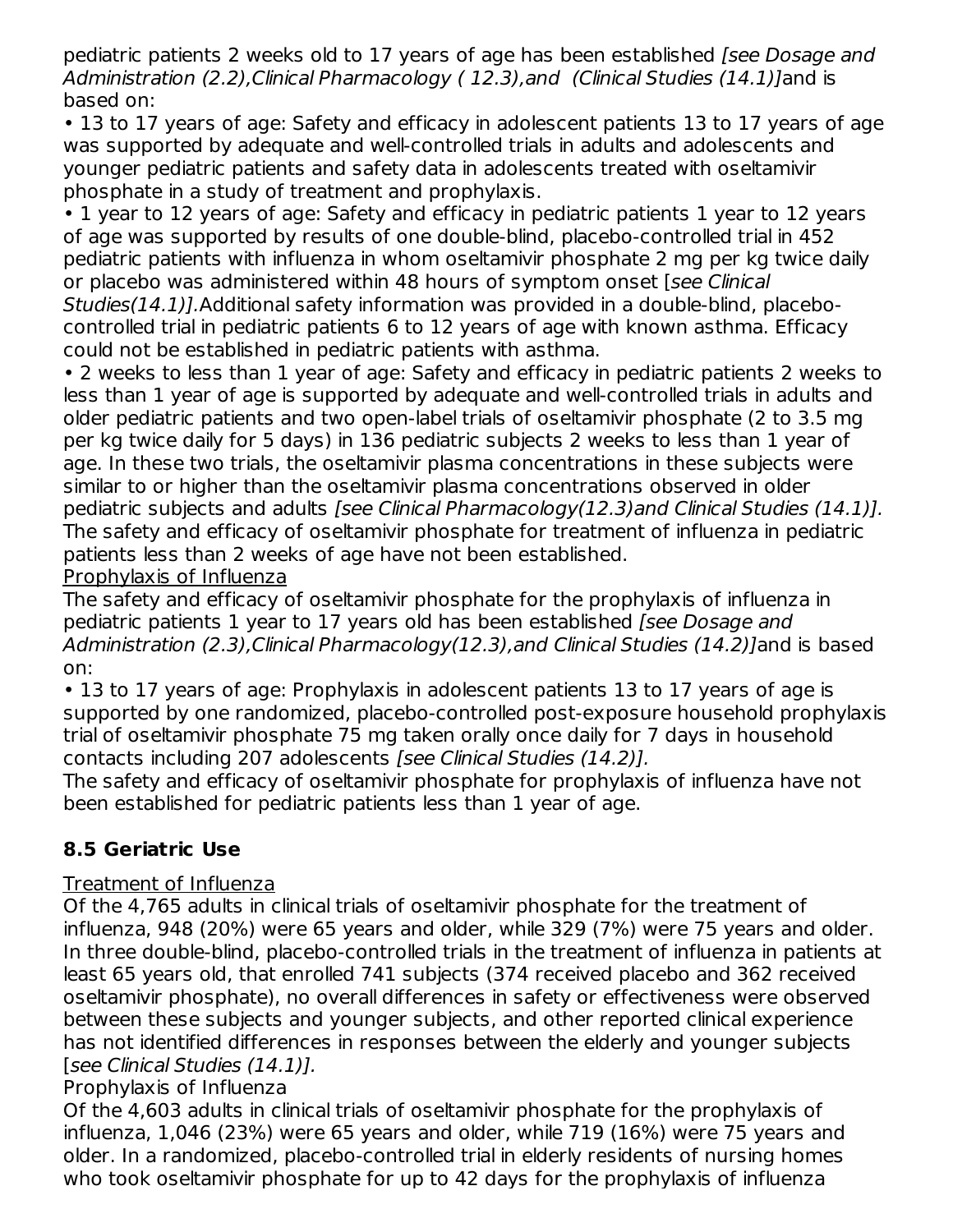pediatric patients 2 weeks old to 17 years of age has been established *[see Dosage and Administration (2.2),Clinical Pharmacology ( 12.3),and (Clinical Studies (14.1)]*and is based on:

- 13 to 17 years of age: Safety and efficacy in adolescent patients 13 to 17 years of age was supported by adequate and well-controlled trials in adults and adolescents and younger pediatric patients and safety data in adolescents treated with oseltamivir phosphate in a study of treatment and prophylaxis.
- 1 year to 12 years of age: Safety and efficacy in pediatric patients 1 year to 12 years of age was supported by results of one double-blind, placebo-controlled trial in 452 pediatric patients with influenza in whom oseltamivir phosphate 2 mg per kg twice daily or placebo was administered within 48 hours of symptom onset [*see Clinical Studies(14.1)]*.Additional safety information was provided in a double-blind, placebo-controlled trial in pediatric patients 6 to 12 years of age with known asthma. Efficacy could not be established in pediatric patients with asthma.
- 2 weeks to less than 1 year of age: Safety and efficacy in pediatric patients 2 weeks to less than 1 year of age is supported by adequate and well-controlled trials in adults and older pediatric patients and two open-label trials of oseltamivir phosphate (2 to 3.5 mg per kg twice daily for 5 days) in 136 pediatric subjects 2 weeks to less than 1 year of age. In these two trials, the oseltamivir plasma concentrations in these subjects were similar to or higher than the oseltamivir plasma concentrations observed in older pediatric subjects and adults *[see Clinical Pharmacology(12.3)and Clinical Studies (14.1)].*

The safety and efficacy of oseltamivir phosphate for treatment of influenza in pediatric patients less than 2 weeks of age have not been established.

Prophylaxis of Influenza

The safety and efficacy of oseltamivir phosphate for the prophylaxis of influenza in pediatric patients 1 year to 17 years old has been established *[see Dosage and Administration (2.3),Clinical Pharmacology(12.3),and Clinical Studies (14.2)]*and is based on:

- 13 to 17 years of age: Prophylaxis in adolescent patients 13 to 17 years of age is supported by one randomized, placebo-controlled post-exposure household prophylaxis trial of oseltamivir phosphate 75 mg taken orally once daily for 7 days in household contacts including 207 adolescents *[see Clinical Studies (14.2)].*

The safety and efficacy of oseltamivir phosphate for prophylaxis of influenza have not been established for pediatric patients less than 1 year of age.

### 8.5 Geriatric Use

Treatment of Influenza

Of the 4,765 adults in clinical trials of oseltamivir phosphate for the treatment of influenza, 948 (20%) were 65 years and older, while 329 (7%) were 75 years and older. In three double-blind, placebo-controlled trials in the treatment of influenza in patients at least 65 years old, that enrolled 741 subjects (374 received placebo and 362 received oseltamivir phosphate), no overall differences in safety or effectiveness were observed between these subjects and younger subjects, and other reported clinical experience has not identified differences in responses between the elderly and younger subjects [*see Clinical Studies (14.1)].*

Prophylaxis of Influenza

Of the 4,603 adults in clinical trials of oseltamivir phosphate for the prophylaxis of influenza, 1,046 (23%) were 65 years and older, while 719 (16%) were 75 years and older. In a randomized, placebo-controlled trial in elderly residents of nursing homes who took oseltamivir phosphate for up to 42 days for the prophylaxis of influenza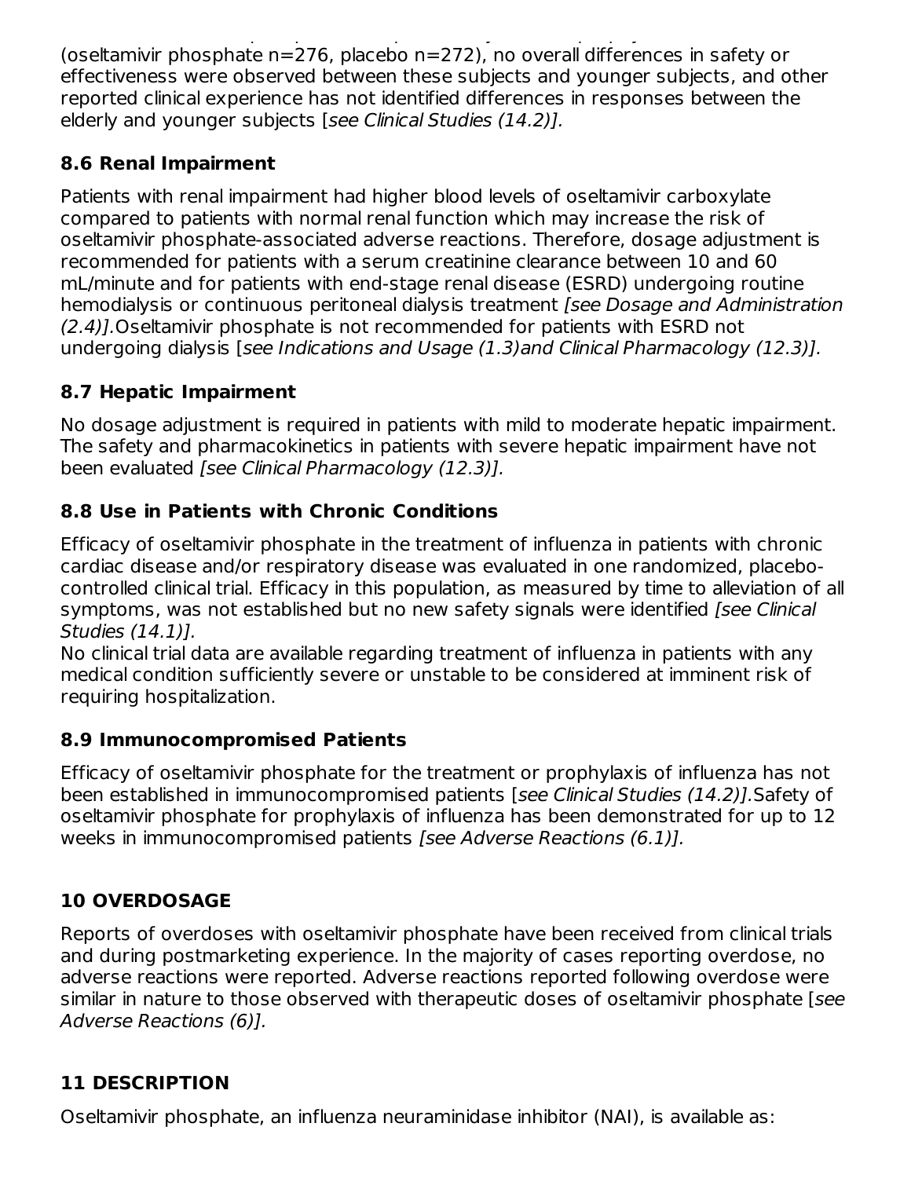(oseltamivir phosphate n=276, placebo n=272), no overall differences in safety or effectiveness were observed between these subjects and younger subjects, and other reported clinical experience has not identified differences in responses between the elderly and younger subjects [*see Clinical Studies (14.2)].*

### 8.6 Renal Impairment

Patients with renal impairment had higher blood levels of oseltamivir carboxylate compared to patients with normal renal function which may increase the risk of oseltamivir phosphate-associated adverse reactions. Therefore, dosage adjustment is recommended for patients with a serum creatinine clearance between 10 and 60 mL/minute and for patients with end-stage renal disease (ESRD) undergoing routine hemodialysis or continuous peritoneal dialysis treatment *[see Dosage and Administration (2.4)].*Oseltamivir phosphate is not recommended for patients with ESRD not undergoing dialysis [*see Indications and Usage (1.3)and Clinical Pharmacology (12.3)].*

### 8.7 Hepatic Impairment

No dosage adjustment is required in patients with mild to moderate hepatic impairment. The safety and pharmacokinetics in patients with severe hepatic impairment have not been evaluated *[see Clinical Pharmacology (12.3)].*

### 8.8 Use in Patients with Chronic Conditions

Efficacy of oseltamivir phosphate in the treatment of influenza in patients with chronic cardiac disease and/or respiratory disease was evaluated in one randomized, placebo-controlled clinical trial. Efficacy in this population, as measured by time to alleviation of all symptoms, was not established but no new safety signals were identified *[see Clinical Studies (14.1)].*

No clinical trial data are available regarding treatment of influenza in patients with any medical condition sufficiently severe or unstable to be considered at imminent risk of requiring hospitalization.

### 8.9 Immunocompromised Patients

Efficacy of oseltamivir phosphate for the treatment or prophylaxis of influenza has not been established in immunocompromised patients [*see Clinical Studies (14.2)].*Safety of oseltamivir phosphate for prophylaxis of influenza has been demonstrated for up to 12 weeks in immunocompromised patients *[see Adverse Reactions (6.1)].*

## 10 OVERDOSAGE

Reports of overdoses with oseltamivir phosphate have been received from clinical trials and during postmarketing experience. In the majority of cases reporting overdose, no adverse reactions were reported. Adverse reactions reported following overdose were similar in nature to those observed with therapeutic doses of oseltamivir phosphate [*see Adverse Reactions (6)].*

## 11 DESCRIPTION

Oseltamivir phosphate, an influenza neuraminidase inhibitor (NAI), is available as: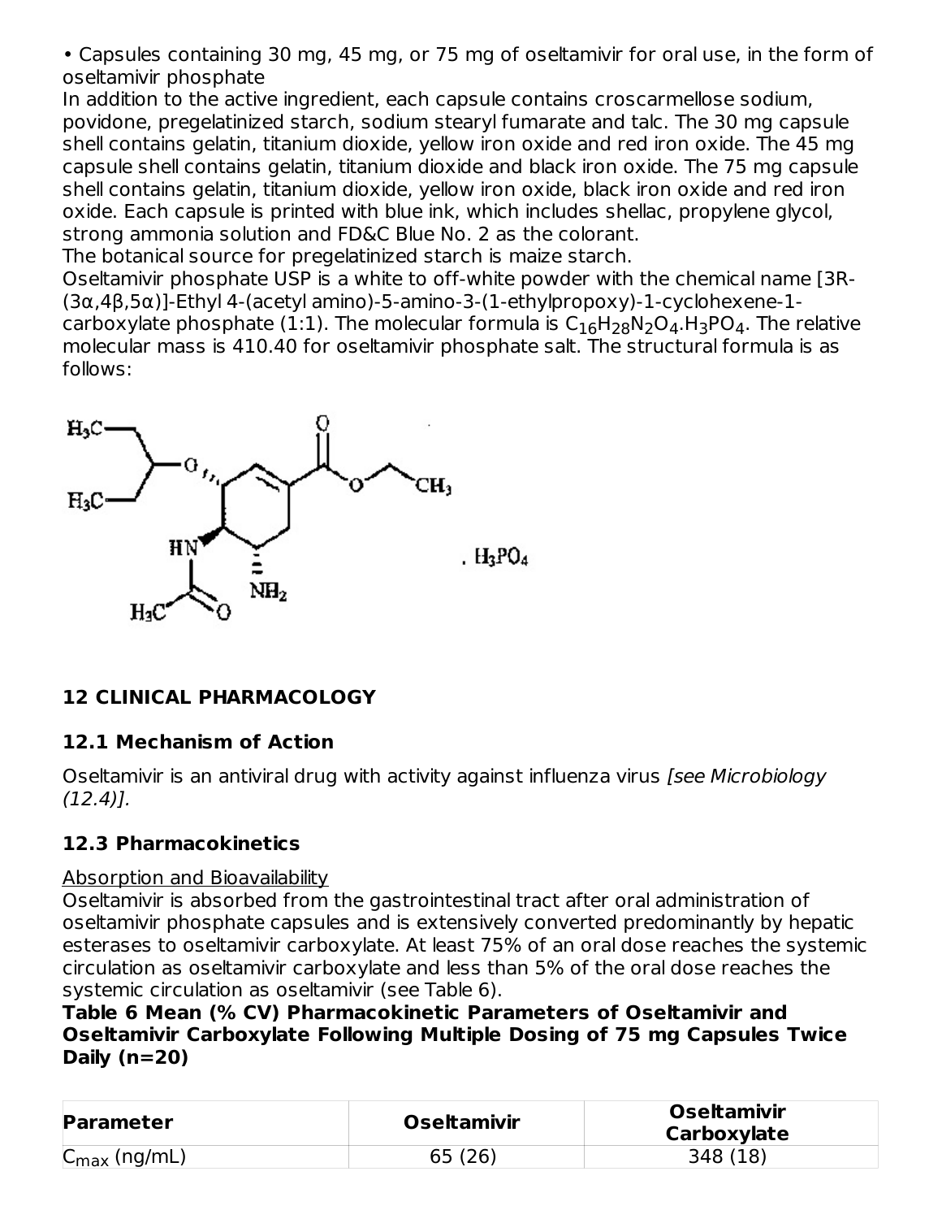• Capsules containing 30 mg, 45 mg, or 75 mg of oseltamivir for oral use, in the form of oseltamivir phosphate

In addition to the active ingredient, each capsule contains croscarmellose sodium, povidone, pregelatinized starch, sodium stearyl fumarate and talc. The 30 mg capsule shell contains gelatin, titanium dioxide, yellow iron oxide and red iron oxide. The 45 mg capsule shell contains gelatin, titanium dioxide and black iron oxide. The 75 mg capsule shell contains gelatin, titanium dioxide, yellow iron oxide, black iron oxide and red iron oxide. Each capsule is printed with blue ink, which includes shellac, propylene glycol, strong ammonia solution and FD&C Blue No. 2 as the colorant.

The botanical source for pregelatinized starch is maize starch.

Oseltamivir phosphate USP is a white to off-white powder with the chemical name [3R-(3α,4β,5α)]-Ethyl 4-(acetyl amino)-5-amino-3-(1-ethylpropoxy)-1-cyclohexene-1-carboxylate phosphate (1:1). The molecular formula is $C_{16}H_{28}N_2O_4.H_3PO_4$. The relative molecular mass is 410.40 for oseltamivir phosphate salt. The structural formula is as follows:

## 12 CLINICAL PHARMACOLOGY

### 12.1 Mechanism of Action

Oseltamivir is an antiviral drug with activity against influenza virus *[see Microbiology (12.4)].*

### 12.3 Pharmacokinetics

Absorption and Bioavailability

Oseltamivir is absorbed from the gastrointestinal tract after oral administration of oseltamivir phosphate capsules and is extensively converted predominantly by hepatic esterases to oseltamivir carboxylate. At least 75% of an oral dose reaches the systemic circulation as oseltamivir carboxylate and less than 5% of the oral dose reaches the systemic circulation as oseltamivir (see Table 6).

**Table 6 Mean (% CV) Pharmacokinetic Parameters of Oseltamivir and Oseltamivir Carboxylate Following Multiple Dosing of 75 mg Capsules Twice Daily (n=20)**

| Parameter | Oseltamivir | Oseltamivir Carboxylate |
| --- | --- | --- |
| $C_{max}$ (ng/mL) | 65 (26) | 348 (18) |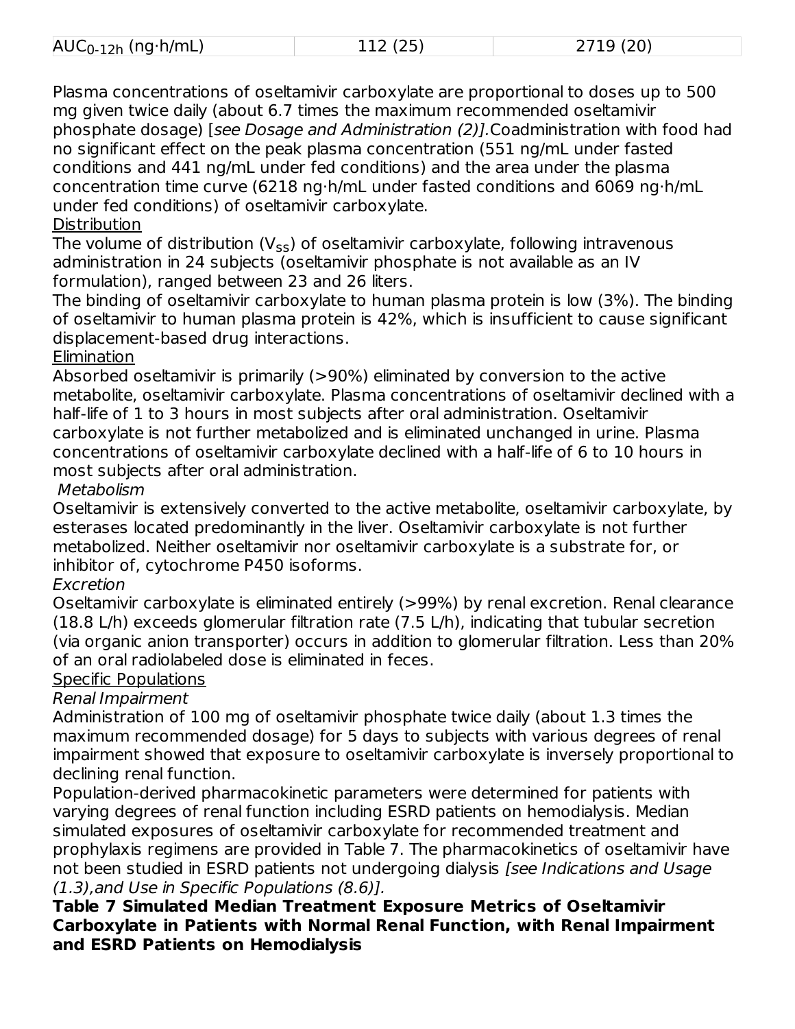| $AUC_{0-12h}$ (ng·h/mL) | 112 (25) | 2719 (20) |
|---|---|---|

Plasma concentrations of oseltamivir carboxylate are proportional to doses up to 500 mg given twice daily (about 6.7 times the maximum recommended oseltamivir phosphate dosage) [*see Dosage and Administration (2)]*.Coadministration with food had no significant effect on the peak plasma concentration (551 ng/mL under fasted conditions and 441 ng/mL under fed conditions) and the area under the plasma concentration time curve (6218 ng·h/mL under fasted conditions and 6069 ng·h/mL under fed conditions) of oseltamivir carboxylate.

Distribution

The volume of distribution ($V_{SS}$) of oseltamivir carboxylate, following intravenous administration in 24 subjects (oseltamivir phosphate is not available as an IV formulation), ranged between 23 and 26 liters.

The binding of oseltamivir carboxylate to human plasma protein is low (3%). The binding of oseltamivir to human plasma protein is 42%, which is insufficient to cause significant displacement-based drug interactions.

Elimination

Absorbed oseltamivir is primarily (>90%) eliminated by conversion to the active metabolite, oseltamivir carboxylate. Plasma concentrations of oseltamivir declined with a half-life of 1 to 3 hours in most subjects after oral administration. Oseltamivir carboxylate is not further metabolized and is eliminated unchanged in urine. Plasma concentrations of oseltamivir carboxylate declined with a half-life of 6 to 10 hours in most subjects after oral administration.

*Metabolism*

Oseltamivir is extensively converted to the active metabolite, oseltamivir carboxylate, by esterases located predominantly in the liver. Oseltamivir carboxylate is not further metabolized. Neither oseltamivir nor oseltamivir carboxylate is a substrate for, or inhibitor of, cytochrome P450 isoforms.

*Excretion*

Oseltamivir carboxylate is eliminated entirely (>99%) by renal excretion. Renal clearance (18.8 L/h) exceeds glomerular filtration rate (7.5 L/h), indicating that tubular secretion (via organic anion transporter) occurs in addition to glomerular filtration. Less than 20% of an oral radiolabeled dose is eliminated in feces.

Specific Populations

*Renal Impairment*

Administration of 100 mg of oseltamivir phosphate twice daily (about 1.3 times the maximum recommended dosage) for 5 days to subjects with various degrees of renal impairment showed that exposure to oseltamivir carboxylate is inversely proportional to declining renal function.

Population-derived pharmacokinetic parameters were determined for patients with varying degrees of renal function including ESRD patients on hemodialysis. Median simulated exposures of oseltamivir carboxylate for recommended treatment and prophylaxis regimens are provided in Table 7. The pharmacokinetics of oseltamivir have not been studied in ESRD patients not undergoing dialysis *[see Indications and Usage (1.3),and Use in Specific Populations (8.6)]*.

**Table 7 Simulated Median Treatment Exposure Metrics of Oseltamivir Carboxylate in Patients with Normal Renal Function, with Renal Impairment and ESRD Patients on Hemodialysis**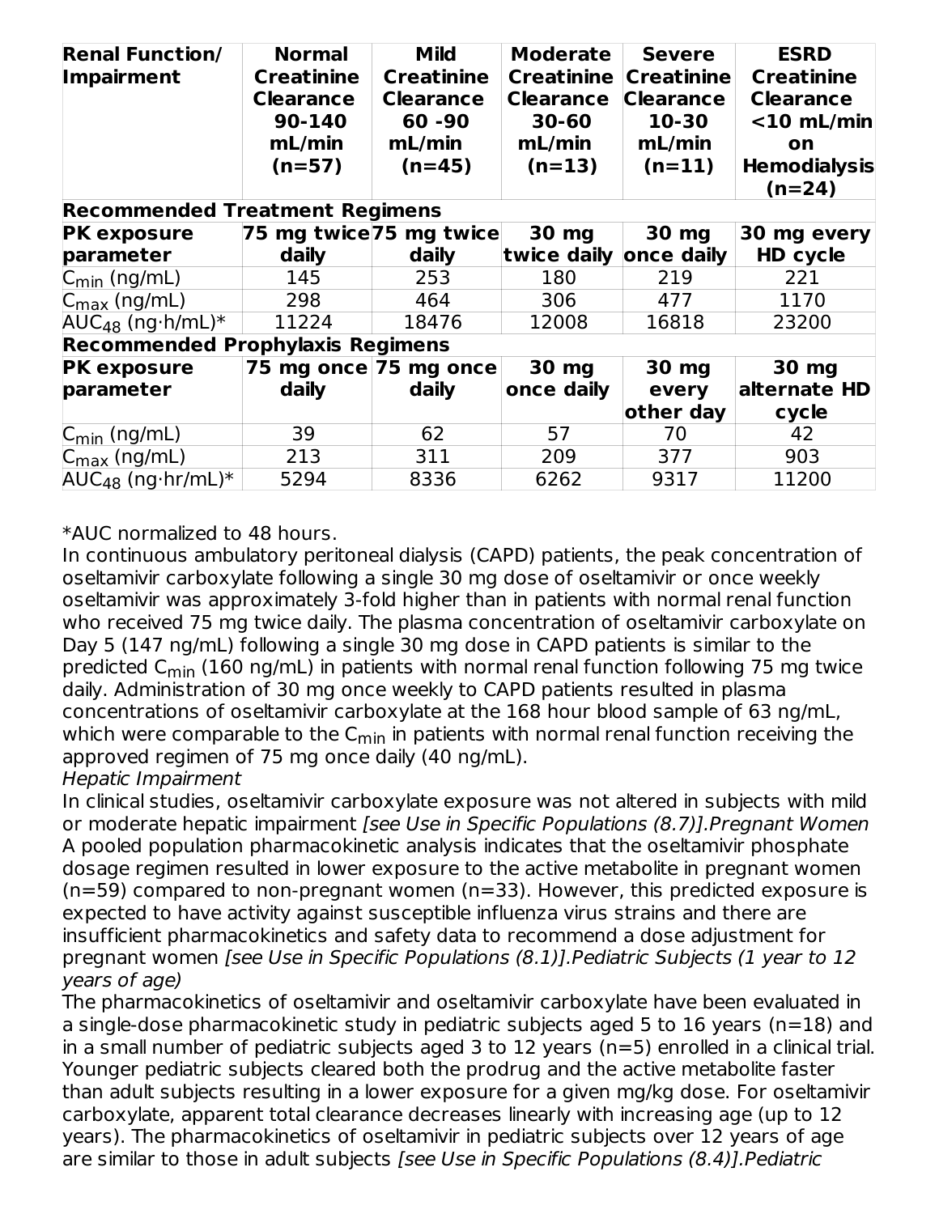| Renal Function/ Impairment | Normal Creatinine Clearance 90-140 mL/min (n=57) | Mild Creatinine Clearance 60 -90 mL/min (n=45) | Moderate Creatinine Clearance 30-60 mL/min (n=13) | Severe Creatinine Clearance 10-30 mL/min (n=11) | ESRD Creatinine Clearance <10 mL/min on Hemodialysis (n=24) |
|---|---|---|---|---|---|
| **Recommended Treatment Regimens** | | | | | |
| **PK exposure parameter** | **75 mg twice daily** | **75 mg twice daily** | **30 mg twice daily** | **30 mg once daily** | **30 mg every HD cycle** |
| $C_{min}$ (ng/mL) | 145 | 253 | 180 | 219 | 221 |
| $C_{max}$ (ng/mL) | 298 | 464 | 306 | 477 | 1170 |
| $AUC_{48}$ (ng·h/mL)* | 11224 | 18476 | 12008 | 16818 | 23200 |
| **Recommended Prophylaxis Regimens** | | | | | |
| **PK exposure parameter** | **75 mg once daily** | **75 mg once daily** | **30 mg once daily** | **30 mg every other day** | **30 mg alternate HD cycle** |
| $C_{min}$ (ng/mL) | 39 | 62 | 57 | 70 | 42 |
| $C_{max}$ (ng/mL) | 213 | 311 | 209 | 377 | 903 |
| $AUC_{48}$ (ng·hr/mL)* | 5294 | 8336 | 6262 | 9317 | 11200 |

*AUC normalized to 48 hours.

In continuous ambulatory peritoneal dialysis (CAPD) patients, the peak concentration of oseltamivir carboxylate following a single 30 mg dose of oseltamivir or once weekly oseltamivir was approximately 3-fold higher than in patients with normal renal function who received 75 mg twice daily. The plasma concentration of oseltamivir carboxylate on Day 5 (147 ng/mL) following a single 30 mg dose in CAPD patients is similar to the predicted $C_{min}$ (160 ng/mL) in patients with normal renal function following 75 mg twice daily. Administration of 30 mg once weekly to CAPD patients resulted in plasma concentrations of oseltamivir carboxylate at the 168 hour blood sample of 63 ng/mL, which were comparable to the $C_{min}$ in patients with normal renal function receiving the approved regimen of 75 mg once daily (40 ng/mL).

*Hepatic Impairment*

In clinical studies, oseltamivir carboxylate exposure was not altered in subjects with mild or moderate hepatic impairment *[see Use in Specific Populations (8.7)]*.

*Pregnant Women*

A pooled population pharmacokinetic analysis indicates that the oseltamivir phosphate dosage regimen resulted in lower exposure to the active metabolite in pregnant women (n=59) compared to non-pregnant women (n=33). However, this predicted exposure is expected to have activity against susceptible influenza virus strains and there are insufficient pharmacokinetics and safety data to recommend a dose adjustment for pregnant women *[see Use in Specific Populations (8.1)]*.

*Pediatric Subjects (1 year to 12 years of age)*

The pharmacokinetics of oseltamivir and oseltamivir carboxylate have been evaluated in a single-dose pharmacokinetic study in pediatric subjects aged 5 to 16 years (n=18) and in a small number of pediatric subjects aged 3 to 12 years (n=5) enrolled in a clinical trial. Younger pediatric subjects cleared both the prodrug and the active metabolite faster than adult subjects resulting in a lower exposure for a given mg/kg dose. For oseltamivir carboxylate, apparent total clearance decreases linearly with increasing age (up to 12 years). The pharmacokinetics of oseltamivir in pediatric subjects over 12 years of age are similar to those in adult subjects *[see Use in Specific Populations (8.4)]*.

*Pediatric*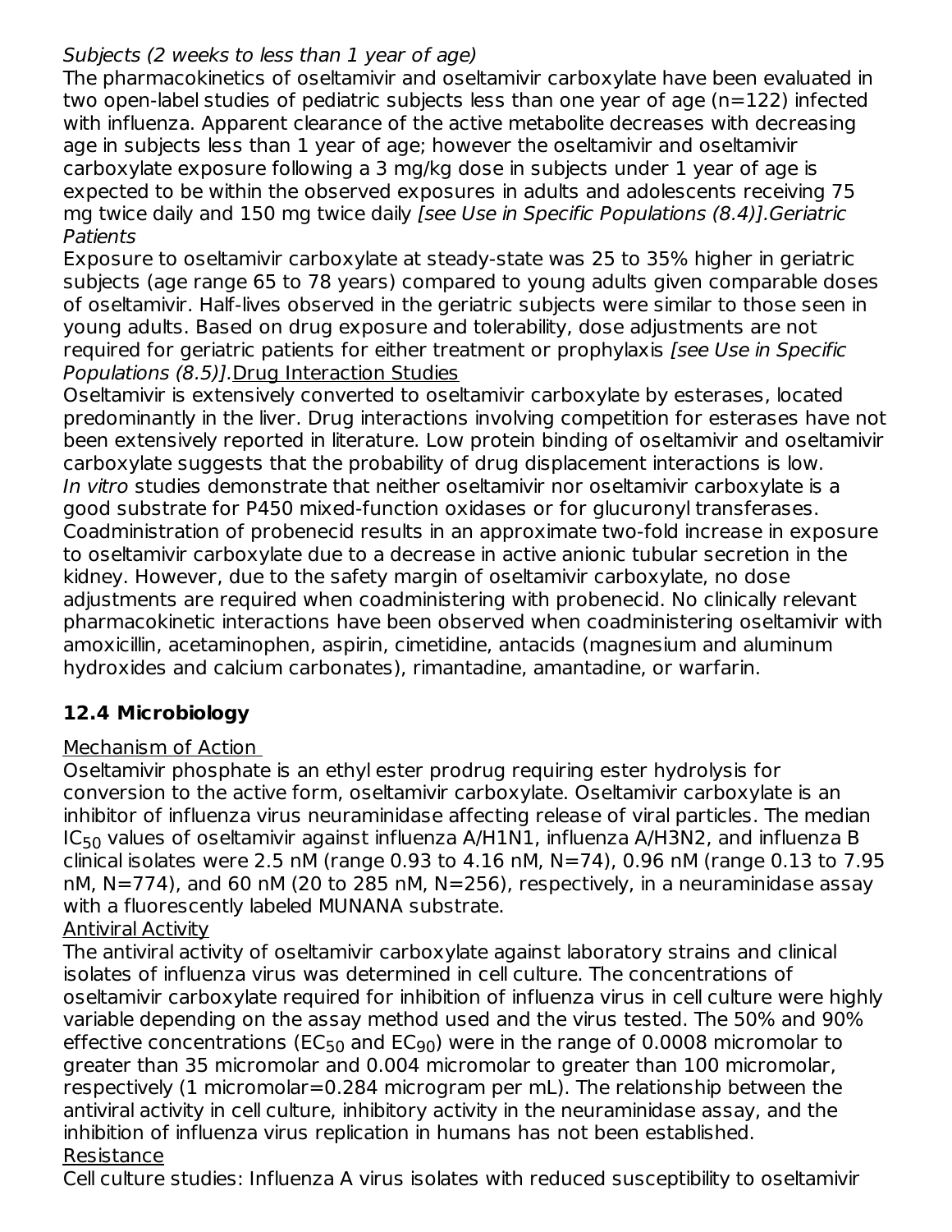*Subjects (2 weeks to less than 1 year of age)*

The pharmacokinetics of oseltamivir and oseltamivir carboxylate have been evaluated in two open-label studies of pediatric subjects less than one year of age (n=122) infected with influenza. Apparent clearance of the active metabolite decreases with decreasing age in subjects less than 1 year of age; however the oseltamivir and oseltamivir carboxylate exposure following a 3 mg/kg dose in subjects under 1 year of age is expected to be within the observed exposures in adults and adolescents receiving 75 mg twice daily and 150 mg twice daily *[see Use in Specific Populations (8.4)].*

*Geriatric Patients*

Exposure to oseltamivir carboxylate at steady-state was 25 to 35% higher in geriatric subjects (age range 65 to 78 years) compared to young adults given comparable doses of oseltamivir. Half-lives observed in the geriatric subjects were similar to those seen in young adults. Based on drug exposure and tolerability, dose adjustments are not required for geriatric patients for either treatment or prophylaxis *[see Use in Specific Populations (8.5)].*

Drug Interaction Studies

Oseltamivir is extensively converted to oseltamivir carboxylate by esterases, located predominantly in the liver. Drug interactions involving competition for esterases have not been extensively reported in literature. Low protein binding of oseltamivir and oseltamivir carboxylate suggests that the probability of drug displacement interactions is low.

*In vitro* studies demonstrate that neither oseltamivir nor oseltamivir carboxylate is a good substrate for P450 mixed-function oxidases or for glucuronyl transferases.

Coadministration of probenecid results in an approximate two-fold increase in exposure to oseltamivir carboxylate due to a decrease in active anionic tubular secretion in the kidney. However, due to the safety margin of oseltamivir carboxylate, no dose adjustments are required when coadministering with probenecid. No clinically relevant pharmacokinetic interactions have been observed when coadministering oseltamivir with amoxicillin, acetaminophen, aspirin, cimetidine, antacids (magnesium and aluminum hydroxides and calcium carbonates), rimantadine, amantadine, or warfarin.

## 12.4 Microbiology

Mechanism of Action

Oseltamivir phosphate is an ethyl ester prodrug requiring ester hydrolysis for conversion to the active form, oseltamivir carboxylate. Oseltamivir carboxylate is an inhibitor of influenza virus neuraminidase affecting release of viral particles. The median $IC_{50}$ values of oseltamivir against influenza A/H1N1, influenza A/H3N2, and influenza B clinical isolates were 2.5 nM (range 0.93 to 4.16 nM, N=74), 0.96 nM (range 0.13 to 7.95 nM, N=774), and 60 nM (20 to 285 nM, N=256), respectively, in a neuraminidase assay with a fluorescently labeled MUNANA substrate.

Antiviral Activity

The antiviral activity of oseltamivir carboxylate against laboratory strains and clinical isolates of influenza virus was determined in cell culture. The concentrations of oseltamivir carboxylate required for inhibition of influenza virus in cell culture were highly variable depending on the assay method used and the virus tested. The 50% and 90% effective concentrations ($EC_{50}$ and $EC_{90}$) were in the range of 0.0008 micromolar to greater than 35 micromolar and 0.004 micromolar to greater than 100 micromolar, respectively (1 micromolar=0.284 microgram per mL). The relationship between the antiviral activity in cell culture, inhibitory activity in the neuraminidase assay, and the inhibition of influenza virus replication in humans has not been established.

Resistance

Cell culture studies: Influenza A virus isolates with reduced susceptibility to oseltamivir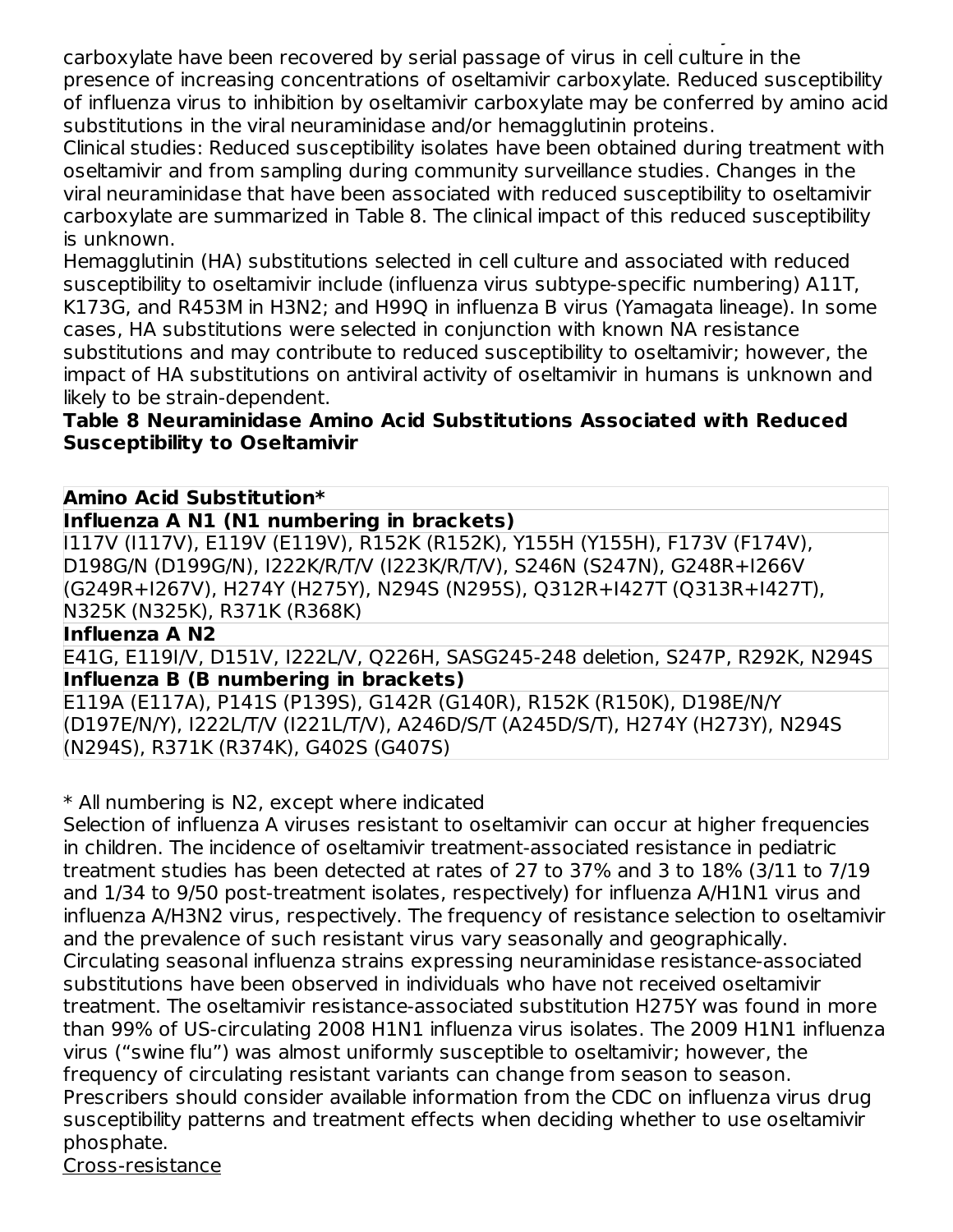carboxylate have been recovered by serial passage of virus in cell culture in the presence of increasing concentrations of oseltamivir carboxylate. Reduced susceptibility of influenza virus to inhibition by oseltamivir carboxylate may be conferred by amino acid substitutions in the viral neuraminidase and/or hemagglutinin proteins.

Clinical studies: Reduced susceptibility isolates have been obtained during treatment with oseltamivir and from sampling during community surveillance studies. Changes in the viral neuraminidase that have been associated with reduced susceptibility to oseltamivir carboxylate are summarized in Table 8. The clinical impact of this reduced susceptibility is unknown.

Hemagglutinin (HA) substitutions selected in cell culture and associated with reduced susceptibility to oseltamivir include (influenza virus subtype-specific numbering) A11T, K173G, and R453M in H3N2; and H99Q in influenza B virus (Yamagata lineage). In some cases, HA substitutions were selected in conjunction with known NA resistance substitutions and may contribute to reduced susceptibility to oseltamivir; however, the impact of HA substitutions on antiviral activity of oseltamivir in humans is unknown and likely to be strain-dependent.

**Table 8 Neuraminidase Amino Acid Substitutions Associated with Reduced Susceptibility to Oseltamivir**

| **Amino Acid Substitution*** |
|---|
| **Influenza A N1 (N1 numbering in brackets)** |
| I117V (I117V), E119V (E119V), R152K (R152K), Y155H (Y155H), F173V (F174V), D198G/N (D199G/N), I222K/R/T/V (I223K/R/T/V), S246N (S247N), G248R+I266V (G249R+I267V), H274Y (H275Y), N294S (N295S), Q312R+I427T (Q313R+I427T), N325K (N325K), R371K (R368K) |
| **Influenza A N2** |
| E41G, E119I/V, D151V, I222L/V, Q226H, SASG245-248 deletion, S247P, R292K, N294S |
| **Influenza B (B numbering in brackets)** |
| E119A (E117A), P141S (P139S), G142R (G140R), R152K (R150K), D198E/N/Y (D197E/N/Y), I222L/T/V (I221L/T/V), A246D/S/T (A245D/S/T), H274Y (H273Y), N294S (N294S), R371K (R374K), G402S (G407S) |

* All numbering is N2, except where indicated

Selection of influenza A viruses resistant to oseltamivir can occur at higher frequencies in children. The incidence of oseltamivir treatment-associated resistance in pediatric treatment studies has been detected at rates of 27 to 37% and 3 to 18% (3/11 to 7/19 and 1/34 to 9/50 post-treatment isolates, respectively) for influenza A/H1N1 virus and influenza A/H3N2 virus, respectively. The frequency of resistance selection to oseltamivir and the prevalence of such resistant virus vary seasonally and geographically. Circulating seasonal influenza strains expressing neuraminidase resistance-associated substitutions have been observed in individuals who have not received oseltamivir treatment. The oseltamivir resistance-associated substitution H275Y was found in more than 99% of US-circulating 2008 H1N1 influenza virus isolates. The 2009 H1N1 influenza virus ("swine flu") was almost uniformly susceptible to oseltamivir; however, the frequency of circulating resistant variants can change from season to season. Prescribers should consider available information from the CDC on influenza virus drug susceptibility patterns and treatment effects when deciding whether to use oseltamivir phosphate.

Cross-resistance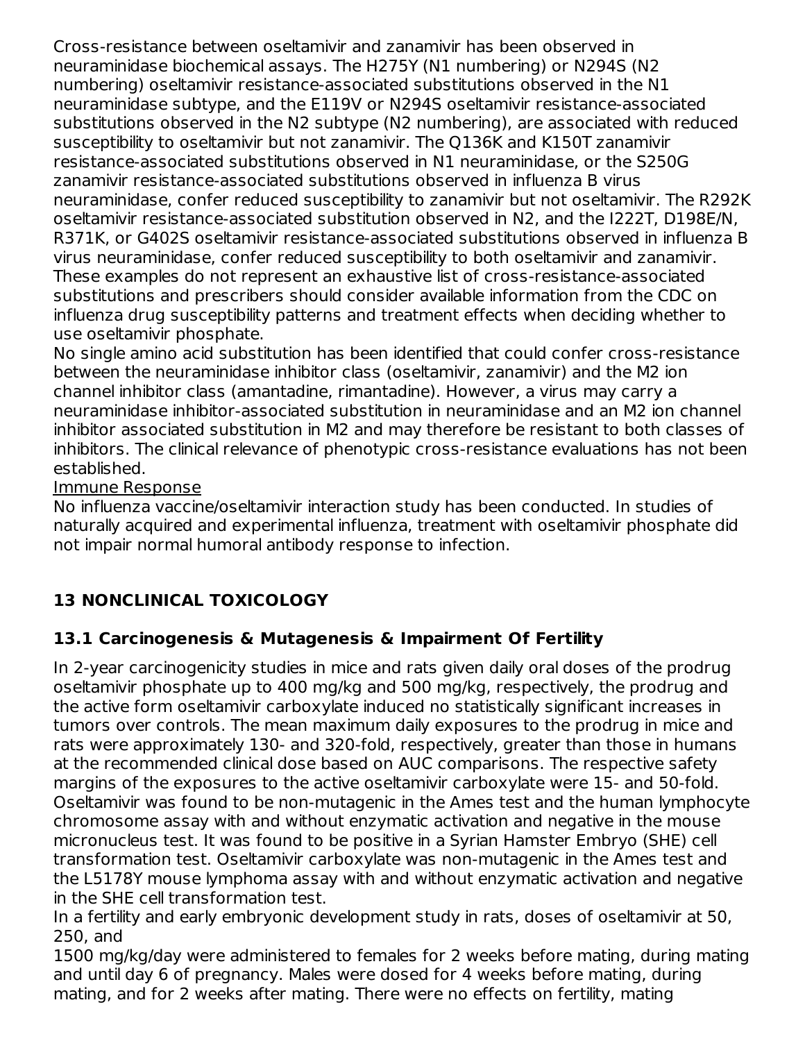Cross-resistance between oseltamivir and zanamivir has been observed in neuraminidase biochemical assays. The H275Y (N1 numbering) or N294S (N2 numbering) oseltamivir resistance-associated substitutions observed in the N1 neuraminidase subtype, and the E119V or N294S oseltamivir resistance-associated substitutions observed in the N2 subtype (N2 numbering), are associated with reduced susceptibility to oseltamivir but not zanamivir. The Q136K and K150T zanamivir resistance-associated substitutions observed in N1 neuraminidase, or the S250G zanamivir resistance-associated substitutions observed in influenza B virus neuraminidase, confer reduced susceptibility to zanamivir but not oseltamivir. The R292K oseltamivir resistance-associated substitution observed in N2, and the I222T, D198E/N, R371K, or G402S oseltamivir resistance-associated substitutions observed in influenza B virus neuraminidase, confer reduced susceptibility to both oseltamivir and zanamivir. These examples do not represent an exhaustive list of cross-resistance-associated substitutions and prescribers should consider available information from the CDC on influenza drug susceptibility patterns and treatment effects when deciding whether to use oseltamivir phosphate.

No single amino acid substitution has been identified that could confer cross-resistance between the neuraminidase inhibitor class (oseltamivir, zanamivir) and the M2 ion channel inhibitor class (amantadine, rimantadine). However, a virus may carry a neuraminidase inhibitor-associated substitution in neuraminidase and an M2 ion channel inhibitor associated substitution in M2 and may therefore be resistant to both classes of inhibitors. The clinical relevance of phenotypic cross-resistance evaluations has not been established.

Immune Response

No influenza vaccine/oseltamivir interaction study has been conducted. In studies of naturally acquired and experimental influenza, treatment with oseltamivir phosphate did not impair normal humoral antibody response to infection.

## 13 NONCLINICAL TOXICOLOGY

### 13.1 Carcinogenesis & Mutagenesis & Impairment Of Fertility

In 2-year carcinogenicity studies in mice and rats given daily oral doses of the prodrug oseltamivir phosphate up to 400 mg/kg and 500 mg/kg, respectively, the prodrug and the active form oseltamivir carboxylate induced no statistically significant increases in tumors over controls. The mean maximum daily exposures to the prodrug in mice and rats were approximately 130- and 320-fold, respectively, greater than those in humans at the recommended clinical dose based on AUC comparisons. The respective safety margins of the exposures to the active oseltamivir carboxylate were 15- and 50-fold. Oseltamivir was found to be non-mutagenic in the Ames test and the human lymphocyte chromosome assay with and without enzymatic activation and negative in the mouse micronucleus test. It was found to be positive in a Syrian Hamster Embryo (SHE) cell transformation test. Oseltamivir carboxylate was non-mutagenic in the Ames test and the L5178Y mouse lymphoma assay with and without enzymatic activation and negative in the SHE cell transformation test.

In a fertility and early embryonic development study in rats, doses of oseltamivir at 50, 250, and
1500 mg/kg/day were administered to females for 2 weeks before mating, during mating and until day 6 of pregnancy. Males were dosed for 4 weeks before mating, during mating, and for 2 weeks after mating. There were no effects on fertility, mating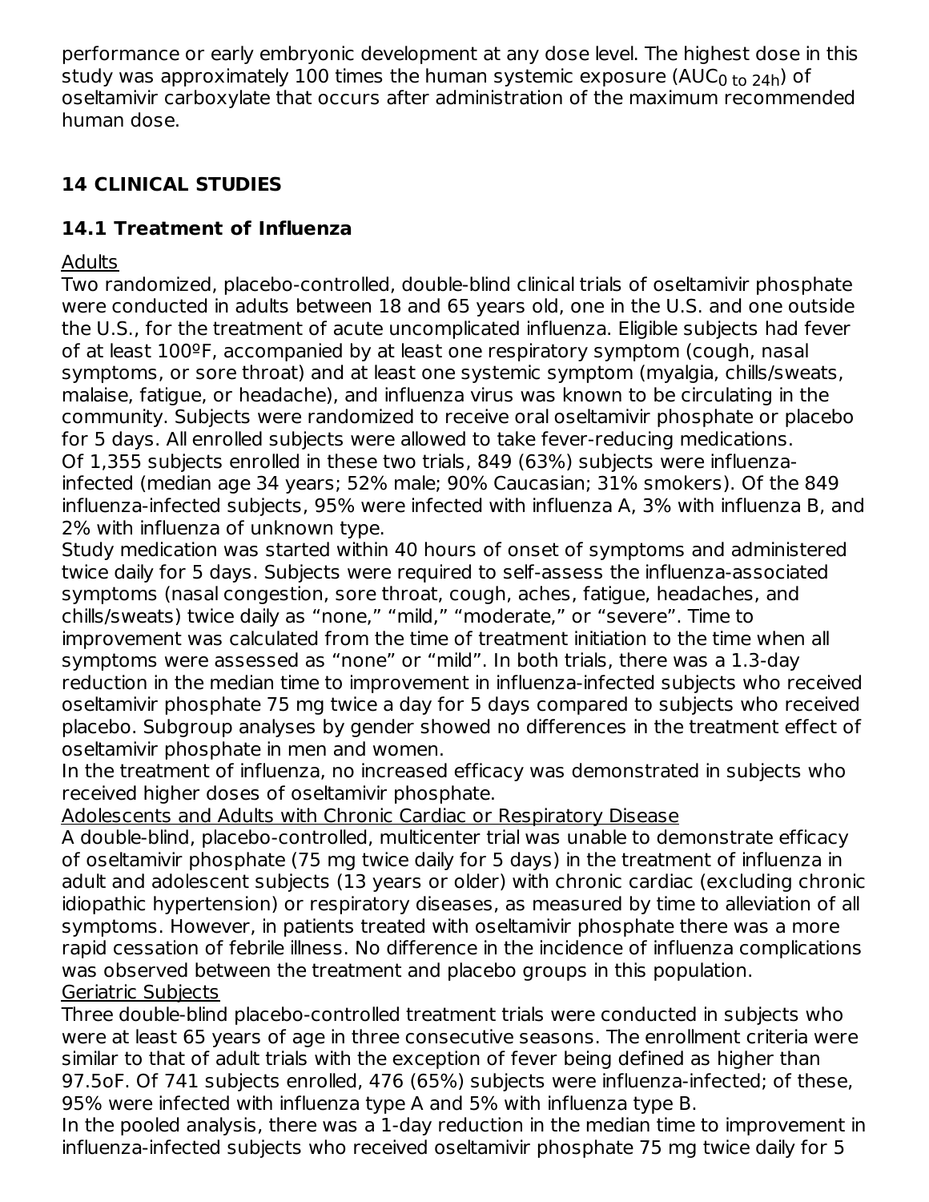performance or early embryonic development at any dose level. The highest dose in this study was approximately 100 times the human systemic exposure ($AUC_{0\ to\ 24h}$) of oseltamivir carboxylate that occurs after administration of the maximum recommended human dose.

## 14 CLINICAL STUDIES

### 14.1 Treatment of Influenza

Adults

Two randomized, placebo-controlled, double-blind clinical trials of oseltamivir phosphate were conducted in adults between 18 and 65 years old, one in the U.S. and one outside the U.S., for the treatment of acute uncomplicated influenza. Eligible subjects had fever of at least 100ºF, accompanied by at least one respiratory symptom (cough, nasal symptoms, or sore throat) and at least one systemic symptom (myalgia, chills/sweats, malaise, fatigue, or headache), and influenza virus was known to be circulating in the community. Subjects were randomized to receive oral oseltamivir phosphate or placebo for 5 days. All enrolled subjects were allowed to take fever-reducing medications.

Of 1,355 subjects enrolled in these two trials, 849 (63%) subjects were influenza-infected (median age 34 years; 52% male; 90% Caucasian; 31% smokers). Of the 849 influenza-infected subjects, 95% were infected with influenza A, 3% with influenza B, and 2% with influenza of unknown type.

Study medication was started within 40 hours of onset of symptoms and administered twice daily for 5 days. Subjects were required to self-assess the influenza-associated symptoms (nasal congestion, sore throat, cough, aches, fatigue, headaches, and chills/sweats) twice daily as "none," "mild," "moderate," or "severe". Time to improvement was calculated from the time of treatment initiation to the time when all symptoms were assessed as "none" or "mild". In both trials, there was a 1.3-day reduction in the median time to improvement in influenza-infected subjects who received oseltamivir phosphate 75 mg twice a day for 5 days compared to subjects who received placebo. Subgroup analyses by gender showed no differences in the treatment effect of oseltamivir phosphate in men and women.

In the treatment of influenza, no increased efficacy was demonstrated in subjects who received higher doses of oseltamivir phosphate.

Adolescents and Adults with Chronic Cardiac or Respiratory Disease

A double-blind, placebo-controlled, multicenter trial was unable to demonstrate efficacy of oseltamivir phosphate (75 mg twice daily for 5 days) in the treatment of influenza in adult and adolescent subjects (13 years or older) with chronic cardiac (excluding chronic idiopathic hypertension) or respiratory diseases, as measured by time to alleviation of all symptoms. However, in patients treated with oseltamivir phosphate there was a more rapid cessation of febrile illness. No difference in the incidence of influenza complications was observed between the treatment and placebo groups in this population.

Geriatric Subjects

Three double-blind placebo-controlled treatment trials were conducted in subjects who were at least 65 years of age in three consecutive seasons. The enrollment criteria were similar to that of adult trials with the exception of fever being defined as higher than 97.5oF. Of 741 subjects enrolled, 476 (65%) subjects were influenza-infected; of these, 95% were infected with influenza type A and 5% with influenza type B.

In the pooled analysis, there was a 1-day reduction in the median time to improvement in influenza-infected subjects who received oseltamivir phosphate 75 mg twice daily for 5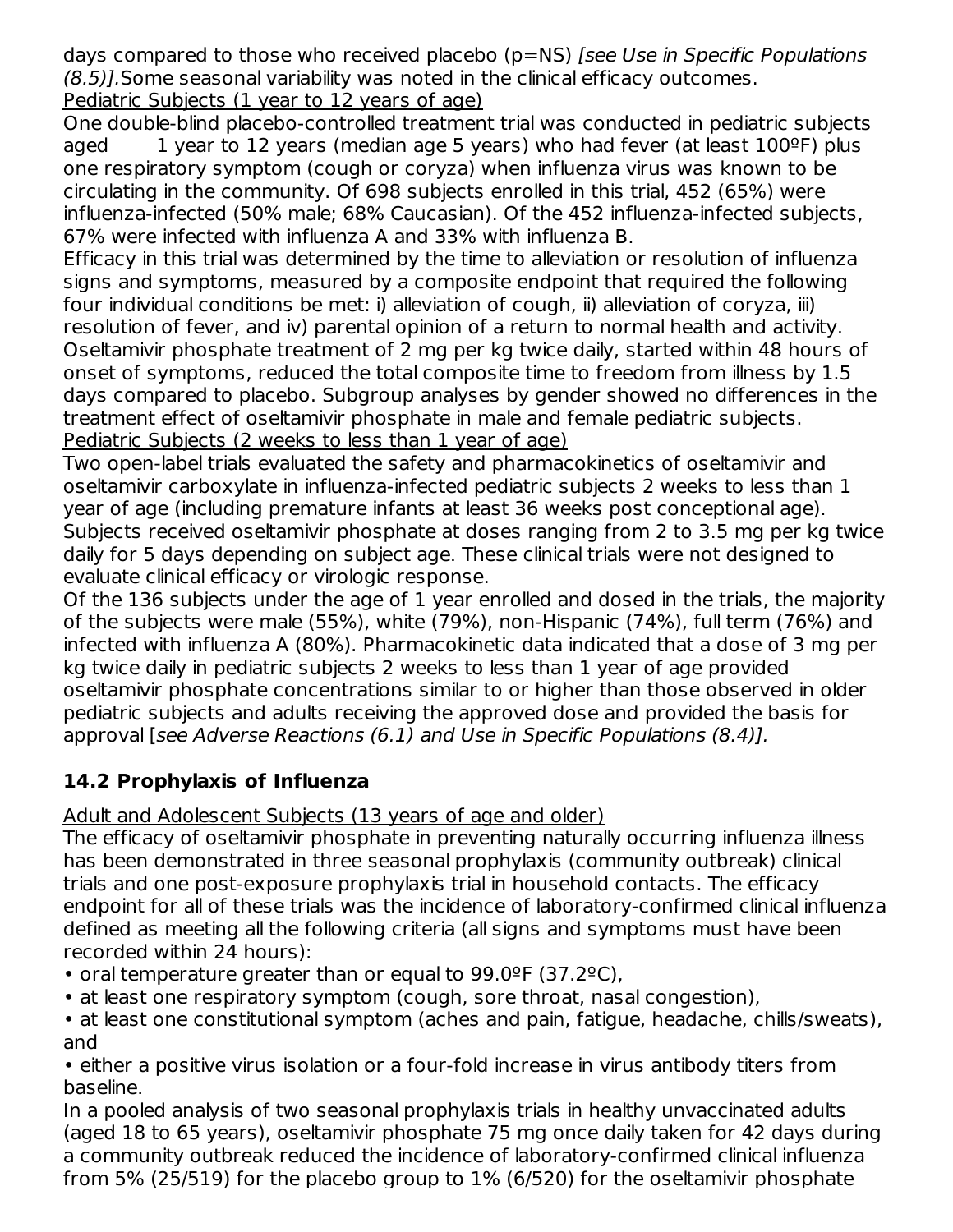days compared to those who received placebo (p=NS) *[see Use in Specific Populations (8.5)]*.Some seasonal variability was noted in the clinical efficacy outcomes.

Pediatric Subjects (1 year to 12 years of age)

One double-blind placebo-controlled treatment trial was conducted in pediatric subjects aged 1 year to 12 years (median age 5 years) who had fever (at least 100ºF) plus one respiratory symptom (cough or coryza) when influenza virus was known to be circulating in the community. Of 698 subjects enrolled in this trial, 452 (65%) were influenza-infected (50% male; 68% Caucasian). Of the 452 influenza-infected subjects, 67% were infected with influenza A and 33% with influenza B.

Efficacy in this trial was determined by the time to alleviation or resolution of influenza signs and symptoms, measured by a composite endpoint that required the following four individual conditions be met: i) alleviation of cough, ii) alleviation of coryza, iii) resolution of fever, and iv) parental opinion of a return to normal health and activity. Oseltamivir phosphate treatment of 2 mg per kg twice daily, started within 48 hours of onset of symptoms, reduced the total composite time to freedom from illness by 1.5 days compared to placebo. Subgroup analyses by gender showed no differences in the treatment effect of oseltamivir phosphate in male and female pediatric subjects.

Pediatric Subjects (2 weeks to less than 1 year of age)

Two open-label trials evaluated the safety and pharmacokinetics of oseltamivir and oseltamivir carboxylate in influenza-infected pediatric subjects 2 weeks to less than 1 year of age (including premature infants at least 36 weeks post conceptional age). Subjects received oseltamivir phosphate at doses ranging from 2 to 3.5 mg per kg twice daily for 5 days depending on subject age. These clinical trials were not designed to evaluate clinical efficacy or virologic response.

Of the 136 subjects under the age of 1 year enrolled and dosed in the trials, the majority of the subjects were male (55%), white (79%), non-Hispanic (74%), full term (76%) and infected with influenza A (80%). Pharmacokinetic data indicated that a dose of 3 mg per kg twice daily in pediatric subjects 2 weeks to less than 1 year of age provided oseltamivir phosphate concentrations similar to or higher than those observed in older pediatric subjects and adults receiving the approved dose and provided the basis for approval [*see Adverse Reactions (6.1) and Use in Specific Populations (8.4)]*.

## 14.2 Prophylaxis of Influenza

Adult and Adolescent Subjects (13 years of age and older)

The efficacy of oseltamivir phosphate in preventing naturally occurring influenza illness has been demonstrated in three seasonal prophylaxis (community outbreak) clinical trials and one post-exposure prophylaxis trial in household contacts. The efficacy endpoint for all of these trials was the incidence of laboratory-confirmed clinical influenza defined as meeting all the following criteria (all signs and symptoms must have been recorded within 24 hours):

- oral temperature greater than or equal to 99.0ºF (37.2ºC),
- at least one respiratory symptom (cough, sore throat, nasal congestion),
- at least one constitutional symptom (aches and pain, fatigue, headache, chills/sweats), and
- either a positive virus isolation or a four-fold increase in virus antibody titers from baseline.

In a pooled analysis of two seasonal prophylaxis trials in healthy unvaccinated adults (aged 18 to 65 years), oseltamivir phosphate 75 mg once daily taken for 42 days during a community outbreak reduced the incidence of laboratory-confirmed clinical influenza from 5% (25/519) for the placebo group to 1% (6/520) for the oseltamivir phosphate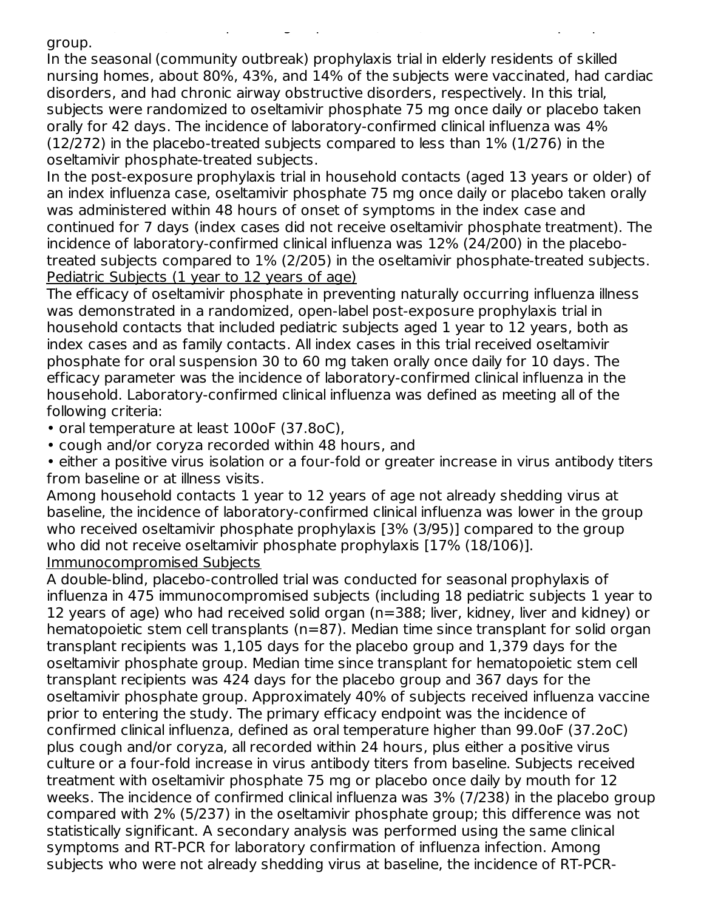group.

In the seasonal (community outbreak) prophylaxis trial in elderly residents of skilled nursing homes, about 80%, 43%, and 14% of the subjects were vaccinated, had cardiac disorders, and had chronic airway obstructive disorders, respectively. In this trial, subjects were randomized to oseltamivir phosphate 75 mg once daily or placebo taken orally for 42 days. The incidence of laboratory-confirmed clinical influenza was 4% (12/272) in the placebo-treated subjects compared to less than 1% (1/276) in the oseltamivir phosphate-treated subjects.

In the post-exposure prophylaxis trial in household contacts (aged 13 years or older) of an index influenza case, oseltamivir phosphate 75 mg once daily or placebo taken orally was administered within 48 hours of onset of symptoms in the index case and continued for 7 days (index cases did not receive oseltamivir phosphate treatment). The incidence of laboratory-confirmed clinical influenza was 12% (24/200) in the placebo-treated subjects compared to 1% (2/205) in the oseltamivir phosphate-treated subjects.

Pediatric Subjects (1 year to 12 years of age)

The efficacy of oseltamivir phosphate in preventing naturally occurring influenza illness was demonstrated in a randomized, open-label post-exposure prophylaxis trial in household contacts that included pediatric subjects aged 1 year to 12 years, both as index cases and as family contacts. All index cases in this trial received oseltamivir phosphate for oral suspension 30 to 60 mg taken orally once daily for 10 days. The efficacy parameter was the incidence of laboratory-confirmed clinical influenza in the household. Laboratory-confirmed clinical influenza was defined as meeting all of the following criteria:

- oral temperature at least 100oF (37.8oC),
- cough and/or coryza recorded within 48 hours, and
- either a positive virus isolation or a four-fold or greater increase in virus antibody titers from baseline or at illness visits.

Among household contacts 1 year to 12 years of age not already shedding virus at baseline, the incidence of laboratory-confirmed clinical influenza was lower in the group who received oseltamivir phosphate prophylaxis [3% (3/95)] compared to the group who did not receive oseltamivir phosphate prophylaxis [17% (18/106)].

Immunocompromised Subjects

A double-blind, placebo-controlled trial was conducted for seasonal prophylaxis of influenza in 475 immunocompromised subjects (including 18 pediatric subjects 1 year to 12 years of age) who had received solid organ (n=388; liver, kidney, liver and kidney) or hematopoietic stem cell transplants (n=87). Median time since transplant for solid organ transplant recipients was 1,105 days for the placebo group and 1,379 days for the oseltamivir phosphate group. Median time since transplant for hematopoietic stem cell transplant recipients was 424 days for the placebo group and 367 days for the oseltamivir phosphate group. Approximately 40% of subjects received influenza vaccine prior to entering the study. The primary efficacy endpoint was the incidence of confirmed clinical influenza, defined as oral temperature higher than 99.0oF (37.2oC) plus cough and/or coryza, all recorded within 24 hours, plus either a positive virus culture or a four-fold increase in virus antibody titers from baseline. Subjects received treatment with oseltamivir phosphate 75 mg or placebo once daily by mouth for 12 weeks. The incidence of confirmed clinical influenza was 3% (7/238) in the placebo group compared with 2% (5/237) in the oseltamivir phosphate group; this difference was not statistically significant. A secondary analysis was performed using the same clinical symptoms and RT-PCR for laboratory confirmation of influenza infection. Among subjects who were not already shedding virus at baseline, the incidence of RT-PCR-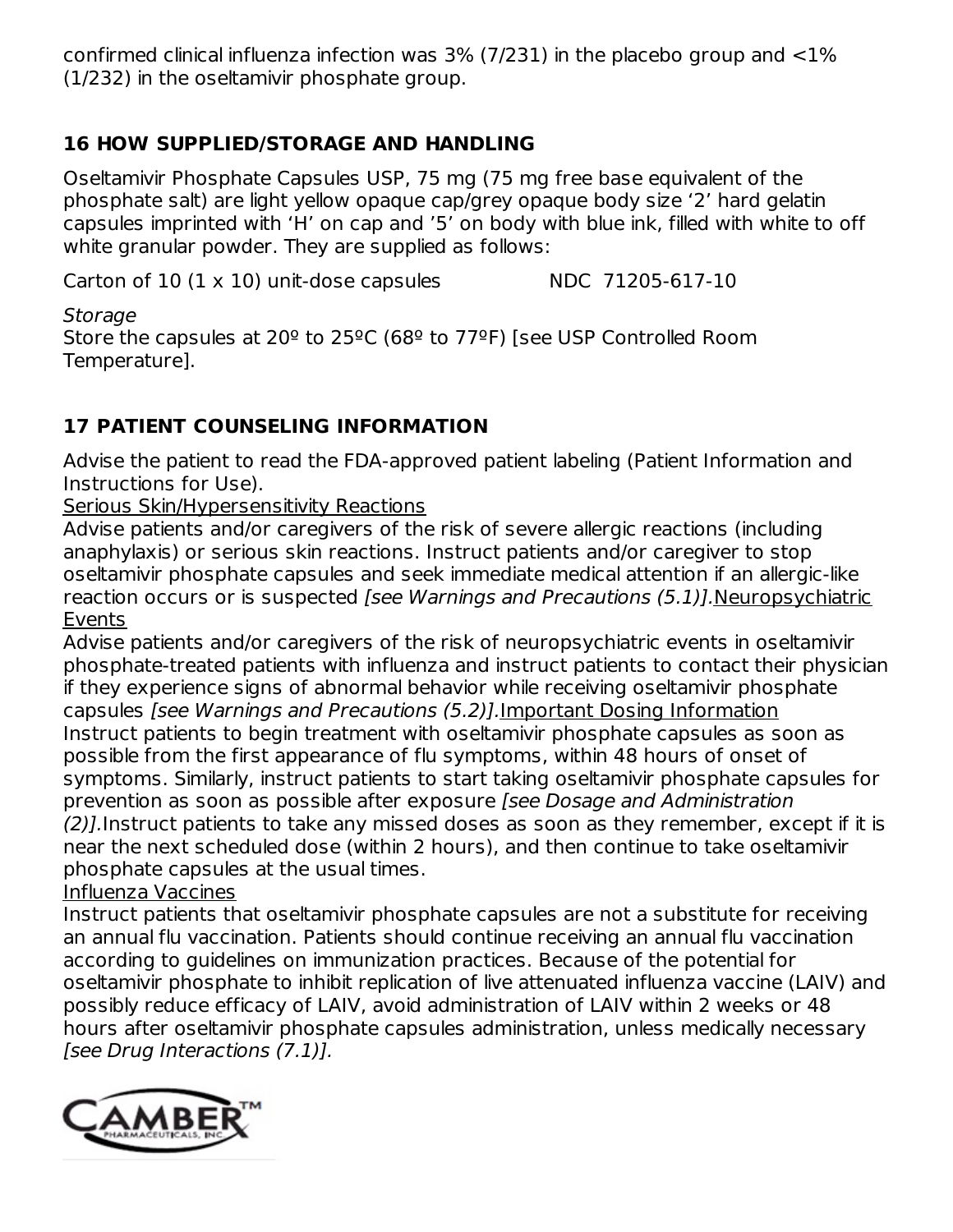confirmed clinical influenza infection was 3% (7/231) in the placebo group and <1% (1/232) in the oseltamivir phosphate group.

## 16 HOW SUPPLIED/STORAGE AND HANDLING

Oseltamivir Phosphate Capsules USP, 75 mg (75 mg free base equivalent of the phosphate salt) are light yellow opaque cap/grey opaque body size '2' hard gelatin capsules imprinted with 'H' on cap and '5' on body with blue ink, filled with white to off white granular powder. They are supplied as follows:

Carton of 10 (1 x 10) unit-dose capsules NDC 71205-617-10

*Storage*
Store the capsules at 20º to 25ºC (68º to 77ºF) [see USP Controlled Room Temperature].

## 17 PATIENT COUNSELING INFORMATION

Advise the patient to read the FDA-approved patient labeling (Patient Information and Instructions for Use).

Serious Skin/Hypersensitivity Reactions

Advise patients and/or caregivers of the risk of severe allergic reactions (including anaphylaxis) or serious skin reactions. Instruct patients and/or caregiver to stop oseltamivir phosphate capsules and seek immediate medical attention if an allergic-like reaction occurs or is suspected *[see Warnings and Precautions (5.1)].*

Neuropsychiatric Events

Advise patients and/or caregivers of the risk of neuropsychiatric events in oseltamivir phosphate-treated patients with influenza and instruct patients to contact their physician if they experience signs of abnormal behavior while receiving oseltamivir phosphate capsules *[see Warnings and Precautions (5.2)].*

Important Dosing Information

Instruct patients to begin treatment with oseltamivir phosphate capsules as soon as possible from the first appearance of flu symptoms, within 48 hours of onset of symptoms. Similarly, instruct patients to start taking oseltamivir phosphate capsules for prevention as soon as possible after exposure *[see Dosage and Administration (2)].* Instruct patients to take any missed doses as soon as they remember, except if it is near the next scheduled dose (within 2 hours), and then continue to take oseltamivir phosphate capsules at the usual times.

Influenza Vaccines

Instruct patients that oseltamivir phosphate capsules are not a substitute for receiving an annual flu vaccination. Patients should continue receiving an annual flu vaccination according to guidelines on immunization practices. Because of the potential for oseltamivir phosphate to inhibit replication of live attenuated influenza vaccine (LAIV) and possibly reduce efficacy of LAIV, avoid administration of LAIV within 2 weeks or 48 hours after oseltamivir phosphate capsules administration, unless medically necessary *[see Drug Interactions (7.1)].*

CAMBER™ PHARMACEUTICALS, INC.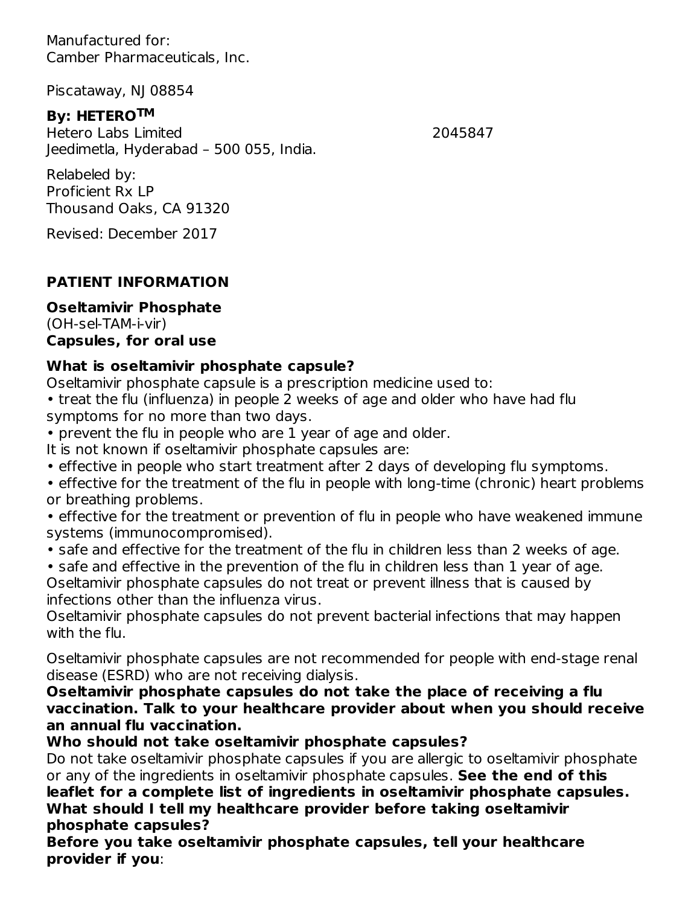Manufactured for:
Camber Pharmaceuticals, Inc.

Piscataway, NJ 08854

**By: HETERO™**
Hetero Labs Limited
Jeedimetla, Hyderabad – 500 055, India.

2045847

Relabeled by:
Proficient Rx LP
Thousand Oaks, CA 91320

Revised: December 2017

## PATIENT INFORMATION

**Oseltamivir Phosphate**
(OH-sel-TAM-i-vir)
**Capsules, for oral use**

**What is oseltamivir phosphate capsule?**

Oseltamivir phosphate capsule is a prescription medicine used to:

- treat the flu (influenza) in people 2 weeks of age and older who have had flu symptoms for no more than two days.
- prevent the flu in people who are 1 year of age and older.

It is not known if oseltamivir phosphate capsules are:

- effective in people who start treatment after 2 days of developing flu symptoms.
- effective for the treatment of the flu in people with long-time (chronic) heart problems or breathing problems.
- effective for the treatment or prevention of flu in people who have weakened immune systems (immunocompromised).
- safe and effective for the treatment of the flu in children less than 2 weeks of age.
- safe and effective in the prevention of the flu in children less than 1 year of age.

Oseltamivir phosphate capsules do not treat or prevent illness that is caused by infections other than the influenza virus.

Oseltamivir phosphate capsules do not prevent bacterial infections that may happen with the flu.

Oseltamivir phosphate capsules are not recommended for people with end-stage renal disease (ESRD) who are not receiving dialysis.

**Oseltamivir phosphate capsules do not take the place of receiving a flu vaccination. Talk to your healthcare provider about when you should receive an annual flu vaccination.**

**Who should not take oseltamivir phosphate capsules?**

Do not take oseltamivir phosphate capsules if you are allergic to oseltamivir phosphate or any of the ingredients in oseltamivir phosphate capsules. **See the end of this leaflet for a complete list of ingredients in oseltamivir phosphate capsules.**

**What should I tell my healthcare provider before taking oseltamivir phosphate capsules?**

**Before you take oseltamivir phosphate capsules, tell your healthcare provider if you**: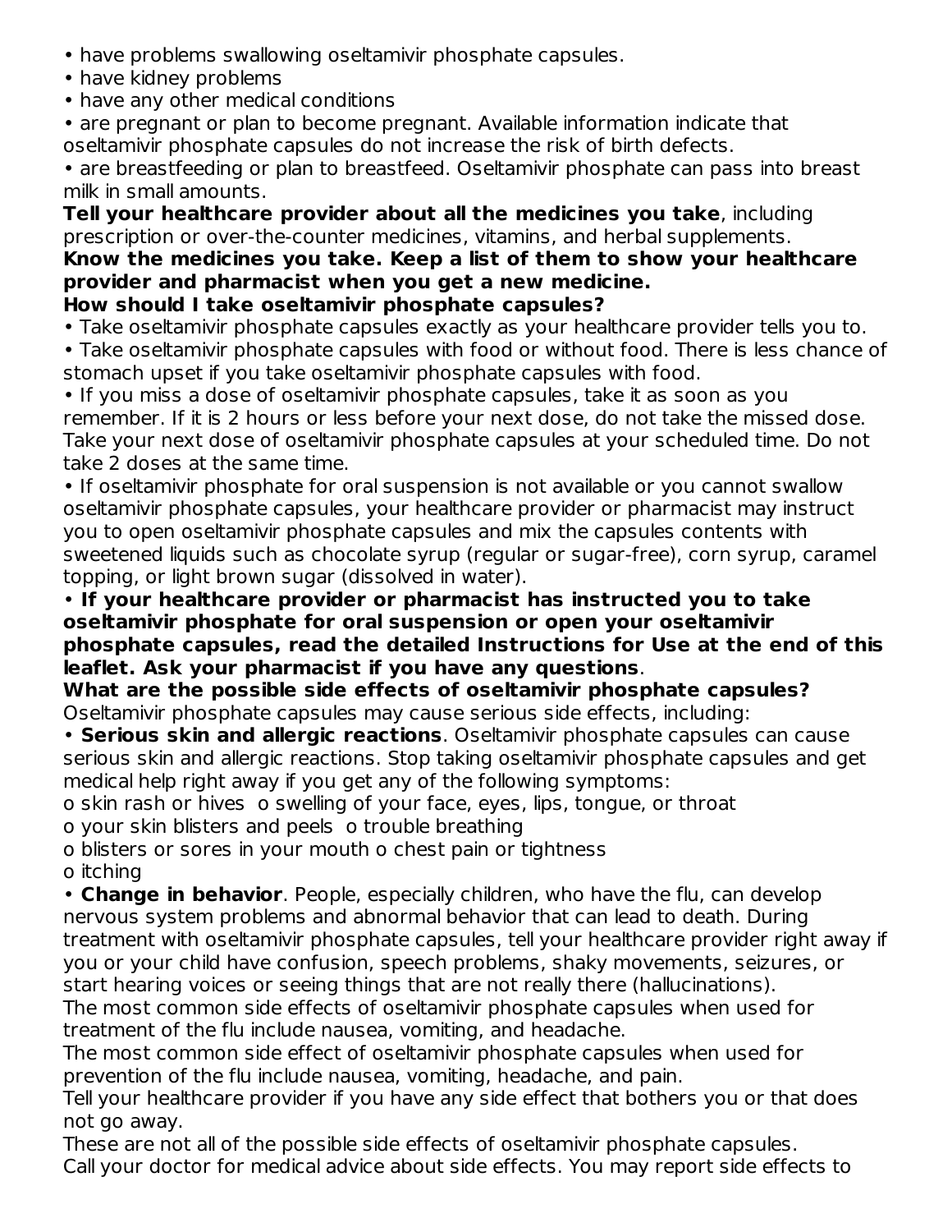- have problems swallowing oseltamivir phosphate capsules.
- have kidney problems
- have any other medical conditions
- are pregnant or plan to become pregnant. Available information indicate that oseltamivir phosphate capsules do not increase the risk of birth defects.
- are breastfeeding or plan to breastfeed. Oseltamivir phosphate can pass into breast milk in small amounts.

**Tell your healthcare provider about all the medicines you take**, including prescription or over-the-counter medicines, vitamins, and herbal supplements.

**Know the medicines you take. Keep a list of them to show your healthcare provider and pharmacist when you get a new medicine.**

**How should I take oseltamivir phosphate capsules?**

- Take oseltamivir phosphate capsules exactly as your healthcare provider tells you to.
- Take oseltamivir phosphate capsules with food or without food. There is less chance of stomach upset if you take oseltamivir phosphate capsules with food.
- If you miss a dose of oseltamivir phosphate capsules, take it as soon as you remember. If it is 2 hours or less before your next dose, do not take the missed dose. Take your next dose of oseltamivir phosphate capsules at your scheduled time. Do not take 2 doses at the same time.
- If oseltamivir phosphate for oral suspension is not available or you cannot swallow oseltamivir phosphate capsules, your healthcare provider or pharmacist may instruct you to open oseltamivir phosphate capsules and mix the capsules contents with sweetened liquids such as chocolate syrup (regular or sugar-free), corn syrup, caramel topping, or light brown sugar (dissolved in water).
- **If your healthcare provider or pharmacist has instructed you to take oseltamivir phosphate for oral suspension or open your oseltamivir phosphate capsules, read the detailed Instructions for Use at the end of this leaflet. Ask your pharmacist if you have any questions**.

**What are the possible side effects of oseltamivir phosphate capsules?**

Oseltamivir phosphate capsules may cause serious side effects, including:

- **Serious skin and allergic reactions**. Oseltamivir phosphate capsules can cause serious skin and allergic reactions. Stop taking oseltamivir phosphate capsules and get medical help right away if you get any of the following symptoms:
  - o skin rash or hives
  - o swelling of your face, eyes, lips, tongue, or throat
  - o your skin blisters and peels
  - o trouble breathing
  - o blisters or sores in your mouth
  - o chest pain or tightness
  - o itching
- **Change in behavior**. People, especially children, who have the flu, can develop nervous system problems and abnormal behavior that can lead to death. During treatment with oseltamivir phosphate capsules, tell your healthcare provider right away if you or your child have confusion, speech problems, shaky movements, seizures, or start hearing voices or seeing things that are not really there (hallucinations).

The most common side effects of oseltamivir phosphate capsules when used for treatment of the flu include nausea, vomiting, and headache.

The most common side effect of oseltamivir phosphate capsules when used for prevention of the flu include nausea, vomiting, headache, and pain.

Tell your healthcare provider if you have any side effect that bothers you or that does not go away.

These are not all of the possible side effects of oseltamivir phosphate capsules.

Call your doctor for medical advice about side effects. You may report side effects to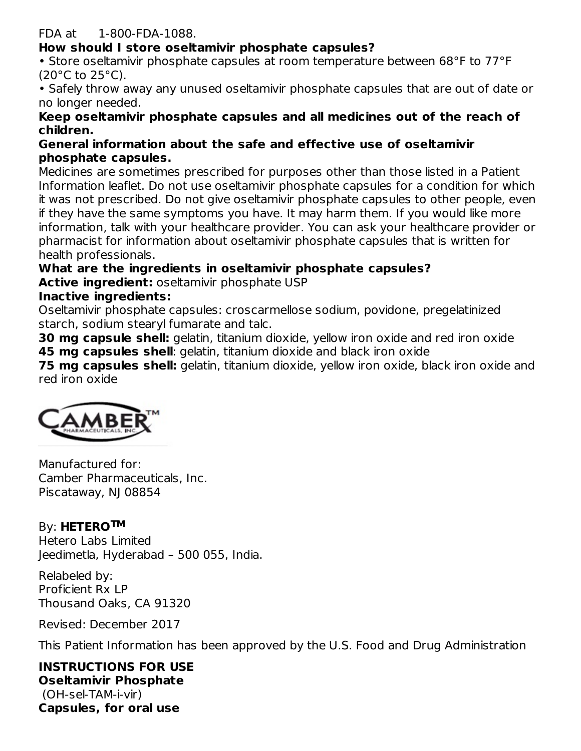FDA at 1-800-FDA-1088.

**How should I store oseltamivir phosphate capsules?**

- Store oseltamivir phosphate capsules at room temperature between 68°F to 77°F (20°C to 25°C).
- Safely throw away any unused oseltamivir phosphate capsules that are out of date or no longer needed.

**Keep oseltamivir phosphate capsules and all medicines out of the reach of children.**

**General information about the safe and effective use of oseltamivir phosphate capsules.**

Medicines are sometimes prescribed for purposes other than those listed in a Patient Information leaflet. Do not use oseltamivir phosphate capsules for a condition for which it was not prescribed. Do not give oseltamivir phosphate capsules to other people, even if they have the same symptoms you have. It may harm them. If you would like more information, talk with your healthcare provider. You can ask your healthcare provider or pharmacist for information about oseltamivir phosphate capsules that is written for health professionals.

**What are the ingredients in oseltamivir phosphate capsules?**

**Active ingredient:** oseltamivir phosphate USP

**Inactive ingredients:**

Oseltamivir phosphate capsules: croscarmellose sodium, povidone, pregelatinized starch, sodium stearyl fumarate and talc.

**30 mg capsule shell:** gelatin, titanium dioxide, yellow iron oxide and red iron oxide

**45 mg capsules shell**: gelatin, titanium dioxide and black iron oxide

**75 mg capsules shell:** gelatin, titanium dioxide, yellow iron oxide, black iron oxide and red iron oxide

CAMBER™ PHARMACEUTICALS, INC.

Manufactured for:
Camber Pharmaceuticals, Inc.
Piscataway, NJ 08854

By: **HETERO™**
Hetero Labs Limited
Jeedimetla, Hyderabad – 500 055, India.

Relabeled by:
Proficient Rx LP
Thousand Oaks, CA 91320

Revised: December 2017

This Patient Information has been approved by the U.S. Food and Drug Administration

**INSTRUCTIONS FOR USE**
**Oseltamivir Phosphate**
(OH-sel-TAM-i-vir)
**Capsules, for oral use**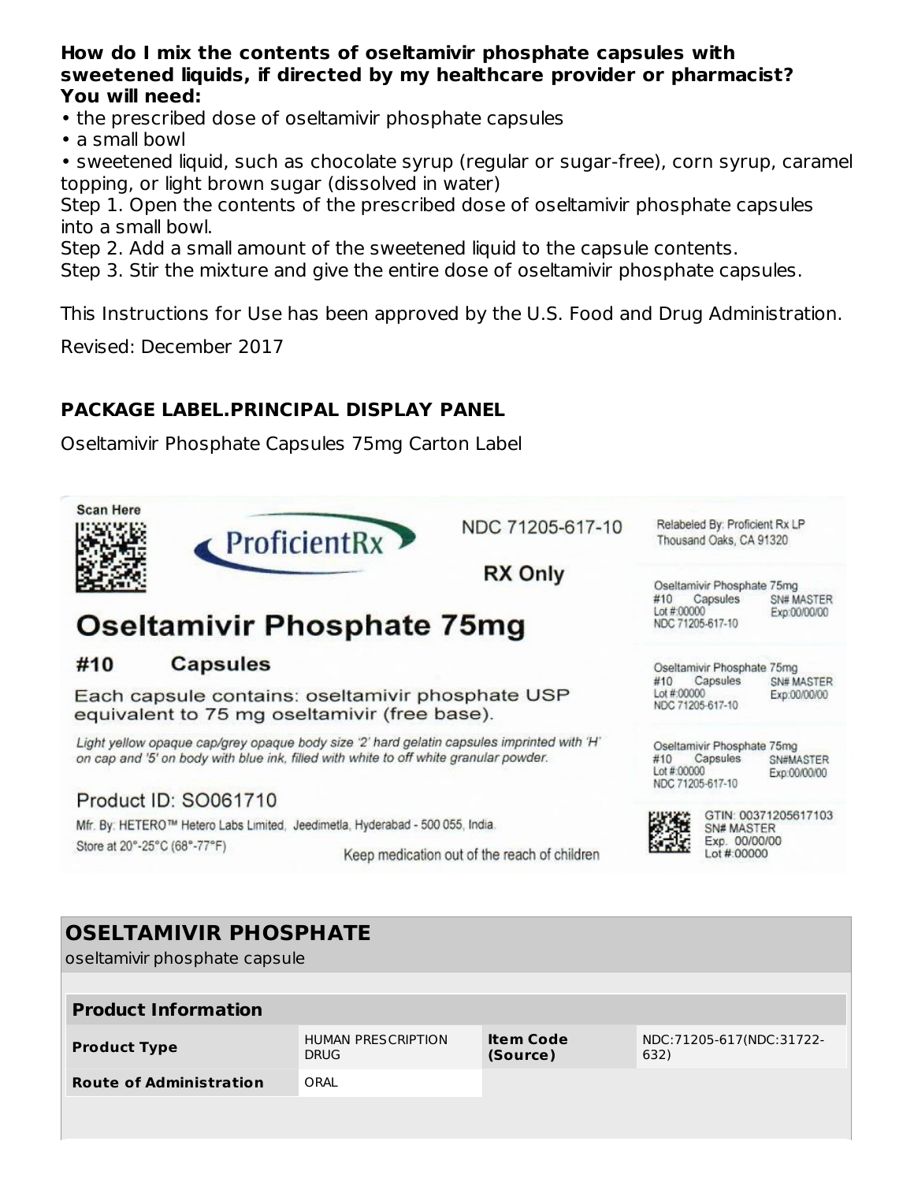**How do I mix the contents of oseltamivir phosphate capsules with sweetened liquids, if directed by my healthcare provider or pharmacist?**
**You will need:**

- the prescribed dose of oseltamivir phosphate capsules
- a small bowl
- sweetened liquid, such as chocolate syrup (regular or sugar-free), corn syrup, caramel topping, or light brown sugar (dissolved in water)

Step 1. Open the contents of the prescribed dose of oseltamivir phosphate capsules into a small bowl.
Step 2. Add a small amount of the sweetened liquid to the capsule contents.
Step 3. Stir the mixture and give the entire dose of oseltamivir phosphate capsules.

This Instructions for Use has been approved by the U.S. Food and Drug Administration.

Revised: December 2017

## PACKAGE LABEL.PRINCIPAL DISPLAY PANEL

Oseltamivir Phosphate Capsules 75mg Carton Label

Scan Here

ProficientRx

NDC 71205-617-10

RX Only

Relabeled By: Proficient Rx LP
Thousand Oaks, CA 91320

**Oseltamivir Phosphate 75mg**

**#10 Capsules**

Each capsule contains: oseltamivir phosphate USP equivalent to 75 mg oseltamivir (free base).

*Light yellow opaque cap/grey opaque body size '2' hard gelatin capsules imprinted with 'H' on cap and '5' on body with blue ink, filled with white to off white granular powder.*

Product ID: SO061710

Mfr. By: HETERO™ Hetero Labs Limited, Jeedimetla, Hyderabad - 500 055, India.

Store at 20°-25°C (68°-77°F)

Keep medication out of the reach of children

Oseltamivir Phosphate 75mg
#10 Capsules SN# MASTER
Lot #:00000 Exp:00/00/00
NDC 71205-617-10

Oseltamivir Phosphate 75mg
#10 Capsules SN# MASTER
Lot #:00000 Exp:00/00/00
NDC 71205-617-10

Oseltamivir Phosphate 75mg
#10 Capsules SN#MASTER
Lot #:00000 Exp:00/00/00
NDC 71205-617-10

GTIN: 00371205617103
SN# MASTER
Exp. 00/00/00
Lot #:00000

## OSELTAMIVIR PHOSPHATE

oseltamivir phosphate capsule

| **Product Information** | | | |
|---|---|---|---|
| **Product Type** | HUMAN PRESCRIPTION DRUG | **Item Code (Source)** | NDC:71205-617(NDC:31722-632) |
| **Route of Administration** | ORAL | | |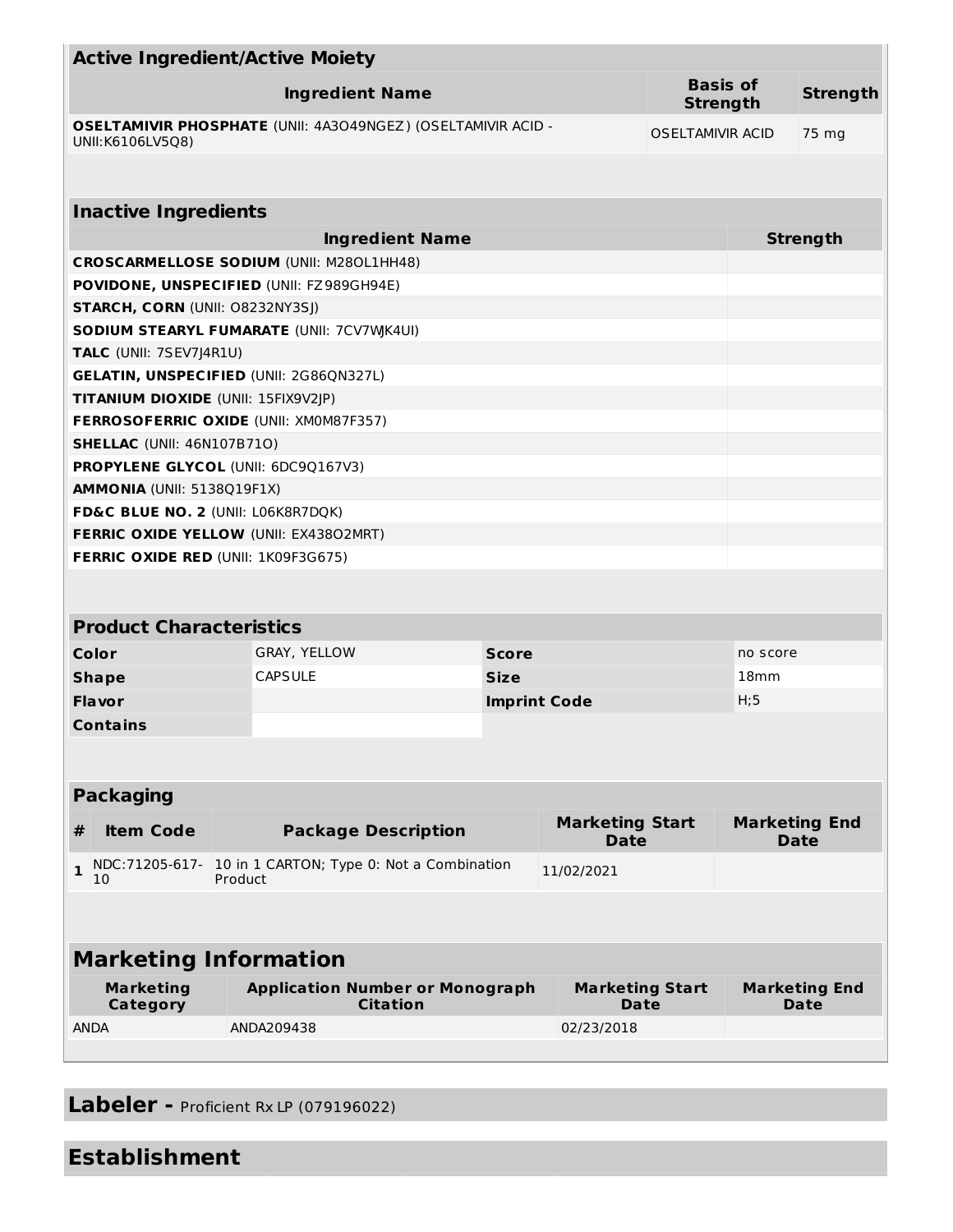## Active Ingredient/Active Moiety

| Ingredient Name | Basis of Strength | Strength |
|---|---|---|
| **OSELTAMIVIR PHOSPHATE** (UNII: 4A3O49NGEZ) (OSELTAMIVIR ACID - UNII:K6106LV5Q8) | OSELTAMIVIR ACID | 75 mg |

## Inactive Ingredients

| Ingredient Name | Strength |
|---|---|
| **CROSCARMELLOSE SODIUM** (UNII: M28OL1HH48) | |
| **POVIDONE, UNSPECIFIED** (UNII: FZ989GH94E) | |
| **STARCH, CORN** (UNII: O8232NY3SJ) | |
| **SODIUM STEARYL FUMARATE** (UNII: 7CV7WJK4UI) | |
| **TALC** (UNII: 7SEV7J4R1U) | |
| **GELATIN, UNSPECIFIED** (UNII: 2G86QN327L) | |
| **TITANIUM DIOXIDE** (UNII: 15FIX9V2JP) | |
| **FERROSOFERRIC OXIDE** (UNII: XM0M87F357) | |
| **SHELLAC** (UNII: 46N107B71O) | |
| **PROPYLENE GLYCOL** (UNII: 6DC9Q167V3) | |
| **AMMONIA** (UNII: 5138Q19F1X) | |
| **FD&C BLUE NO. 2** (UNII: L06K8R7DQK) | |
| **FERRIC OXIDE YELLOW** (UNII: EX438O2MRT) | |
| **FERRIC OXIDE RED** (UNII: 1K09F3G675) | |

## Product Characteristics

| | | | |
|---|---|---|---|
| **Color** | GRAY, YELLOW | **Score** | no score |
| **Shape** | CAPSULE | **Size** | 18mm |
| **Flavor** | | **Imprint Code** | H;5 |
| **Contains** | | | |

## Packaging

| # | Item Code | Package Description | Marketing Start Date | Marketing End Date |
|---|---|---|---|---|
| 1 | NDC:71205-617-10 | 10 in 1 CARTON; Type 0: Not a Combination Product | 11/02/2021 | |

## Marketing Information

| Marketing Category | Application Number or Monograph Citation | Marketing Start Date | Marketing End Date |
|---|---|---|---|
| ANDA | ANDA209438 | 02/23/2018 | |

## Labeler - Proficient Rx LP (079196022)

## Establishment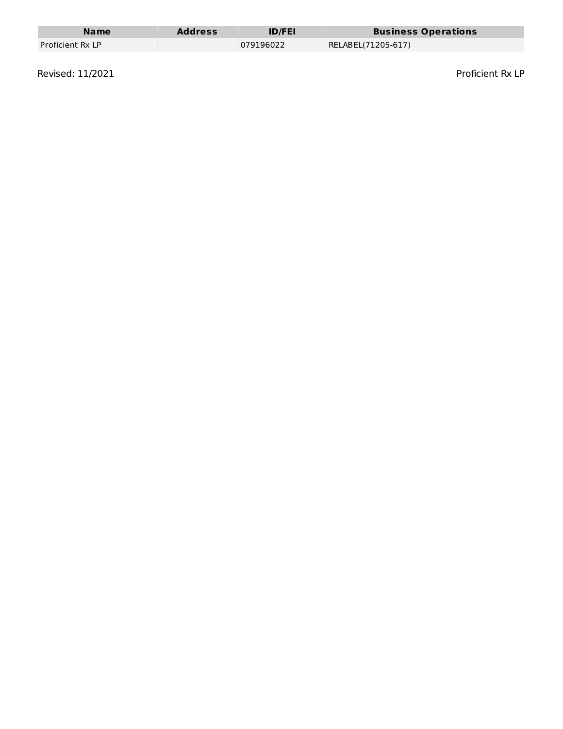| Name | Address | ID/FEI | Business Operations |
| --- | --- | --- | --- |
| Proficient Rx LP | | 079196022 | RELABEL(71205-617) |

Revised: 11/2021

Proficient Rx LP